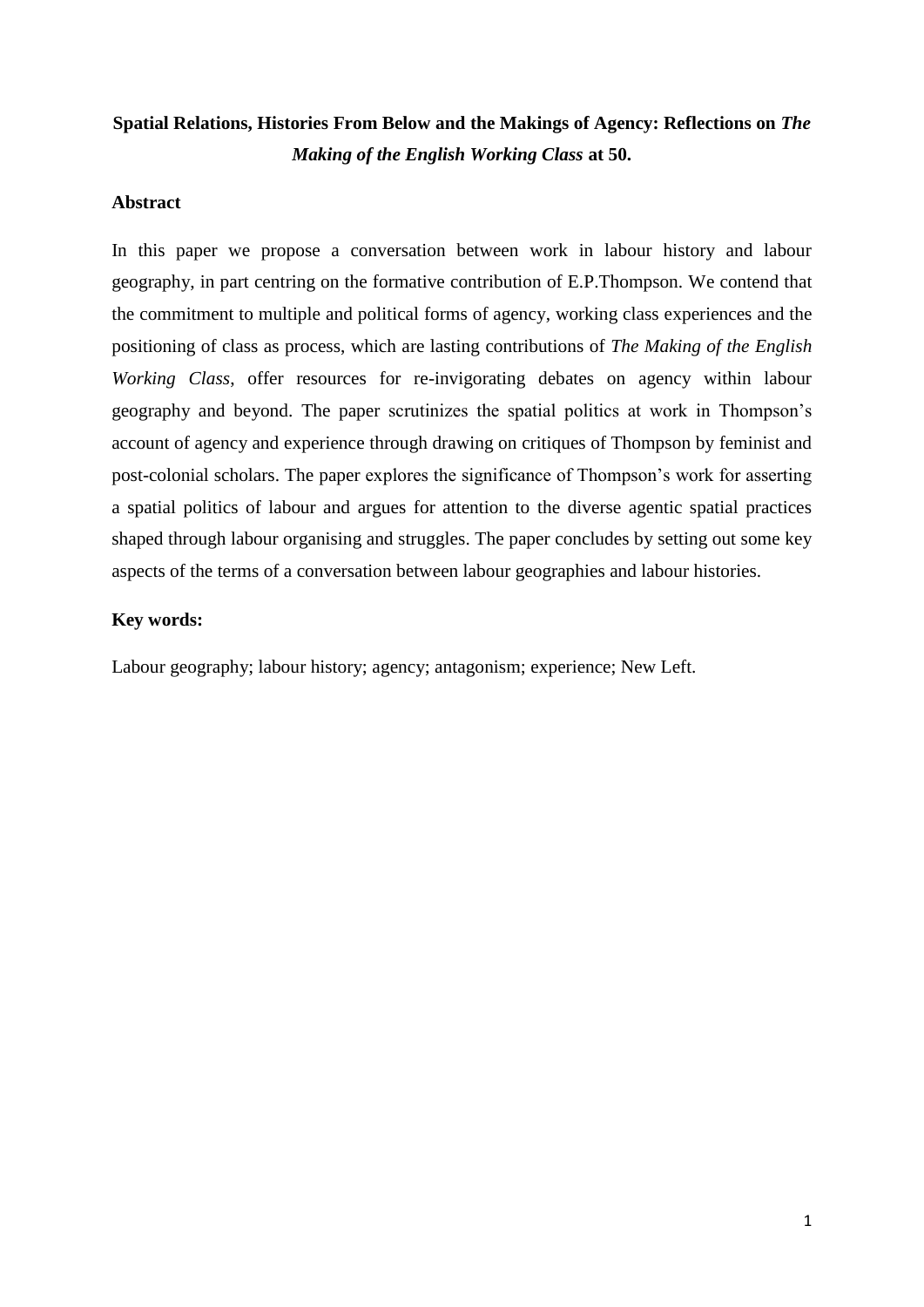# Spatial Relations, Histories From Below and the Makings of Agency: Reflections on *The Making of the English Working Class* at 50.

## Abstract

In this paper we propose a conversation between work in labour history and labour geography, in part centring on the formative contribution of E.P.Thompson. We contend that the commitment to multiple and political forms of agency, working class experiences and the positioning of class as process, which are lasting contributions of *The Making of the English Working Class*, offer resources for re-invigorating debates on agency within labour geography and beyond. The paper scrutinizes the spatial politics at work in Thompson's account of agency and experience through drawing on critiques of Thompson by feminist and post-colonial scholars. The paper explores the significance of Thompson's work for asserting a spatial politics of labour and argues for attention to the diverse agentic spatial practices shaped through labour organising and struggles. The paper concludes by setting out some key aspects of the terms of a conversation between labour geographies and labour histories.

## Key words:

Labour geography; labour history; agency; antagonism; experience; New Left.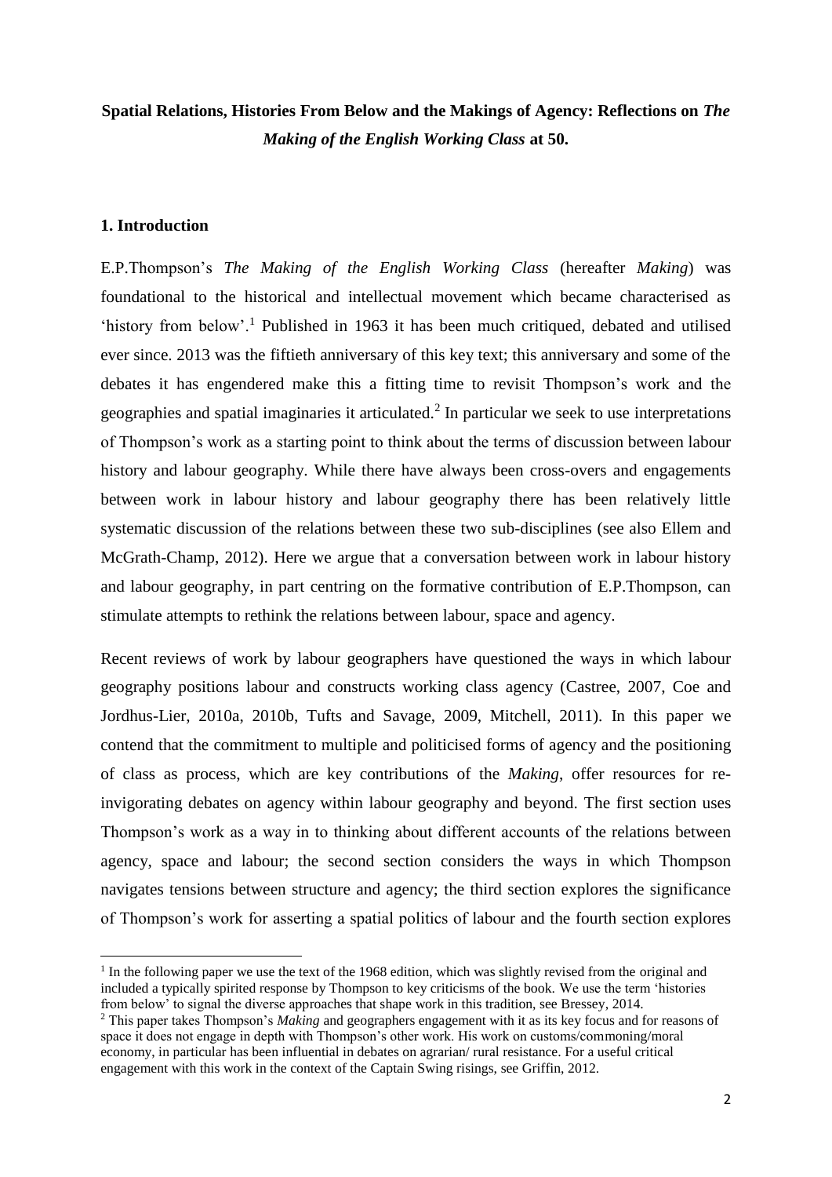**Spatial Relations, Histories From Below and the Makings of Agency: Reflections on *The Making of the English Working Class* at 50.**

## 1. Introduction

E.P.Thompson's *The Making of the English Working Class* (hereafter *Making*) was foundational to the historical and intellectual movement which became characterised as 'history from below'.[1] Published in 1963 it has been much critiqued, debated and utilised ever since. 2013 was the fiftieth anniversary of this key text; this anniversary and some of the debates it has engendered make this a fitting time to revisit Thompson's work and the geographies and spatial imaginaries it articulated.[2] In particular we seek to use interpretations of Thompson's work as a starting point to think about the terms of discussion between labour history and labour geography. While there have always been cross-overs and engagements between work in labour history and labour geography there has been relatively little systematic discussion of the relations between these two sub-disciplines (see also Ellem and McGrath-Champ, 2012). Here we argue that a conversation between work in labour history and labour geography, in part centring on the formative contribution of E.P.Thompson, can stimulate attempts to rethink the relations between labour, space and agency.

Recent reviews of work by labour geographers have questioned the ways in which labour geography positions labour and constructs working class agency (Castree, 2007, Coe and Jordhus-Lier, 2010a, 2010b, Tufts and Savage, 2009, Mitchell, 2011). In this paper we contend that the commitment to multiple and politicised forms of agency and the positioning of class as process, which are key contributions of the *Making*, offer resources for re-invigorating debates on agency within labour geography and beyond. The first section uses Thompson's work as a way in to thinking about different accounts of the relations between agency, space and labour; the second section considers the ways in which Thompson navigates tensions between structure and agency; the third section explores the significance of Thompson's work for asserting a spatial politics of labour and the fourth section explores

[1] In the following paper we use the text of the 1968 edition, which was slightly revised from the original and included a typically spirited response by Thompson to key criticisms of the book. We use the term 'histories from below' to signal the diverse approaches that shape work in this tradition, see Bressey, 2014.

[2] This paper takes Thompson's *Making* and geographers engagement with it as its key focus and for reasons of space it does not engage in depth with Thompson's other work. His work on customs/commoning/moral economy, in particular has been influential in debates on agrarian/ rural resistance. For a useful critical engagement with this work in the context of the Captain Swing risings, see Griffin, 2012.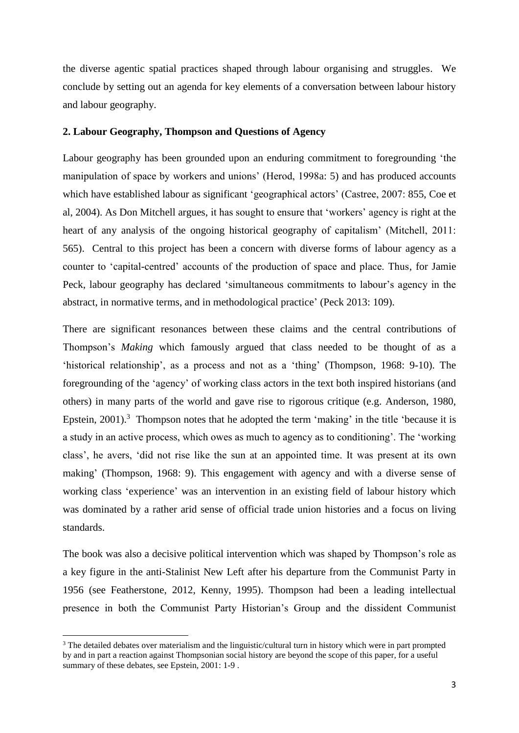the diverse agentic spatial practices shaped through labour organising and struggles. We conclude by setting out an agenda for key elements of a conversation between labour history and labour geography.

## 2. Labour Geography, Thompson and Questions of Agency

Labour geography has been grounded upon an enduring commitment to foregrounding 'the manipulation of space by workers and unions' (Herod, 1998a: 5) and has produced accounts which have established labour as significant 'geographical actors' (Castree, 2007: 855, Coe et al, 2004). As Don Mitchell argues, it has sought to ensure that 'workers' agency is right at the heart of any analysis of the ongoing historical geography of capitalism' (Mitchell, 2011: 565). Central to this project has been a concern with diverse forms of labour agency as a counter to 'capital-centred' accounts of the production of space and place. Thus, for Jamie Peck, labour geography has declared 'simultaneous commitments to labour's agency in the abstract, in normative terms, and in methodological practice' (Peck 2013: 109).

There are significant resonances between these claims and the central contributions of Thompson's *Making* which famously argued that class needed to be thought of as a 'historical relationship', as a process and not as a 'thing' (Thompson, 1968: 9-10). The foregrounding of the 'agency' of working class actors in the text both inspired historians (and others) in many parts of the world and gave rise to rigorous critique (e.g. Anderson, 1980, Epstein, 2001).[3] Thompson notes that he adopted the term 'making' in the title 'because it is a study in an active process, which owes as much to agency as to conditioning'. The 'working class', he avers, 'did not rise like the sun at an appointed time. It was present at its own making' (Thompson, 1968: 9). This engagement with agency and with a diverse sense of working class 'experience' was an intervention in an existing field of labour history which was dominated by a rather arid sense of official trade union histories and a focus on living standards.

The book was also a decisive political intervention which was shaped by Thompson's role as a key figure in the anti-Stalinist New Left after his departure from the Communist Party in 1956 (see Featherstone, 2012, Kenny, 1995). Thompson had been a leading intellectual presence in both the Communist Party Historian's Group and the dissident Communist

[3] The detailed debates over materialism and the linguistic/cultural turn in history which were in part prompted by and in part a reaction against Thompsonian social history are beyond the scope of this paper, for a useful summary of these debates, see Epstein, 2001: 1-9 .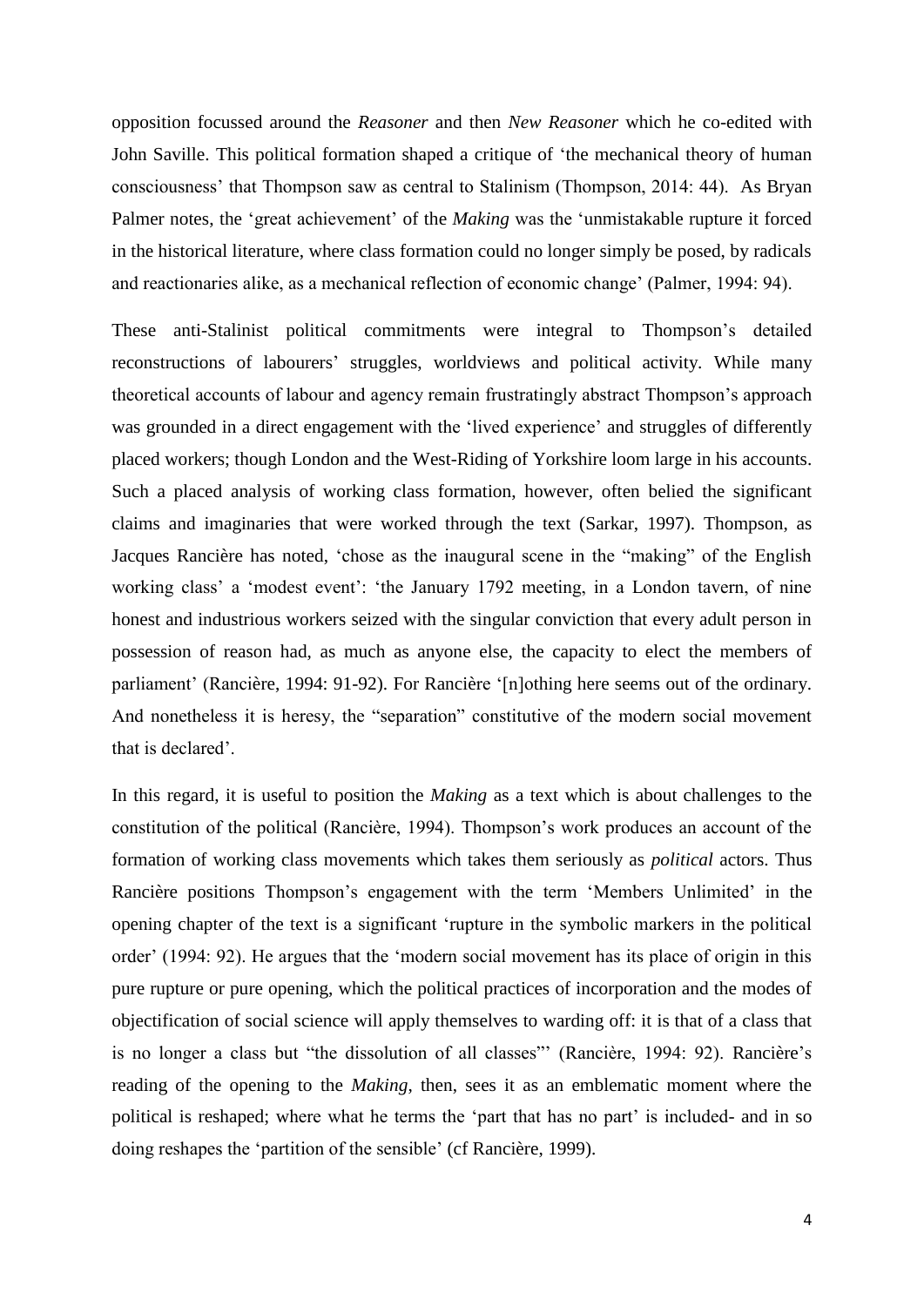opposition focussed around the *Reasoner* and then *New Reasoner* which he co-edited with John Saville. This political formation shaped a critique of 'the mechanical theory of human consciousness' that Thompson saw as central to Stalinism (Thompson, 2014: 44). As Bryan Palmer notes, the 'great achievement' of the *Making* was the 'unmistakable rupture it forced in the historical literature, where class formation could no longer simply be posed, by radicals and reactionaries alike, as a mechanical reflection of economic change' (Palmer, 1994: 94).

These anti-Stalinist political commitments were integral to Thompson's detailed reconstructions of labourers' struggles, worldviews and political activity. While many theoretical accounts of labour and agency remain frustratingly abstract Thompson's approach was grounded in a direct engagement with the 'lived experience' and struggles of differently placed workers; though London and the West-Riding of Yorkshire loom large in his accounts. Such a placed analysis of working class formation, however, often belied the significant claims and imaginaries that were worked through the text (Sarkar, 1997). Thompson, as Jacques Rancière has noted, 'chose as the inaugural scene in the "making" of the English working class' a 'modest event': 'the January 1792 meeting, in a London tavern, of nine honest and industrious workers seized with the singular conviction that every adult person in possession of reason had, as much as anyone else, the capacity to elect the members of parliament' (Rancière, 1994: 91-92). For Rancière '[n]othing here seems out of the ordinary. And nonetheless it is heresy, the "separation" constitutive of the modern social movement that is declared'.

In this regard, it is useful to position the *Making* as a text which is about challenges to the constitution of the political (Rancière, 1994). Thompson's work produces an account of the formation of working class movements which takes them seriously as *political* actors. Thus Rancière positions Thompson's engagement with the term 'Members Unlimited' in the opening chapter of the text is a significant 'rupture in the symbolic markers in the political order' (1994: 92). He argues that the 'modern social movement has its place of origin in this pure rupture or pure opening, which the political practices of incorporation and the modes of objectification of social science will apply themselves to warding off: it is that of a class that is no longer a class but "the dissolution of all classes"' (Rancière, 1994: 92). Rancière's reading of the opening to the *Making*, then, sees it as an emblematic moment where the political is reshaped; where what he terms the 'part that has no part' is included- and in so doing reshapes the 'partition of the sensible' (cf Rancière, 1999).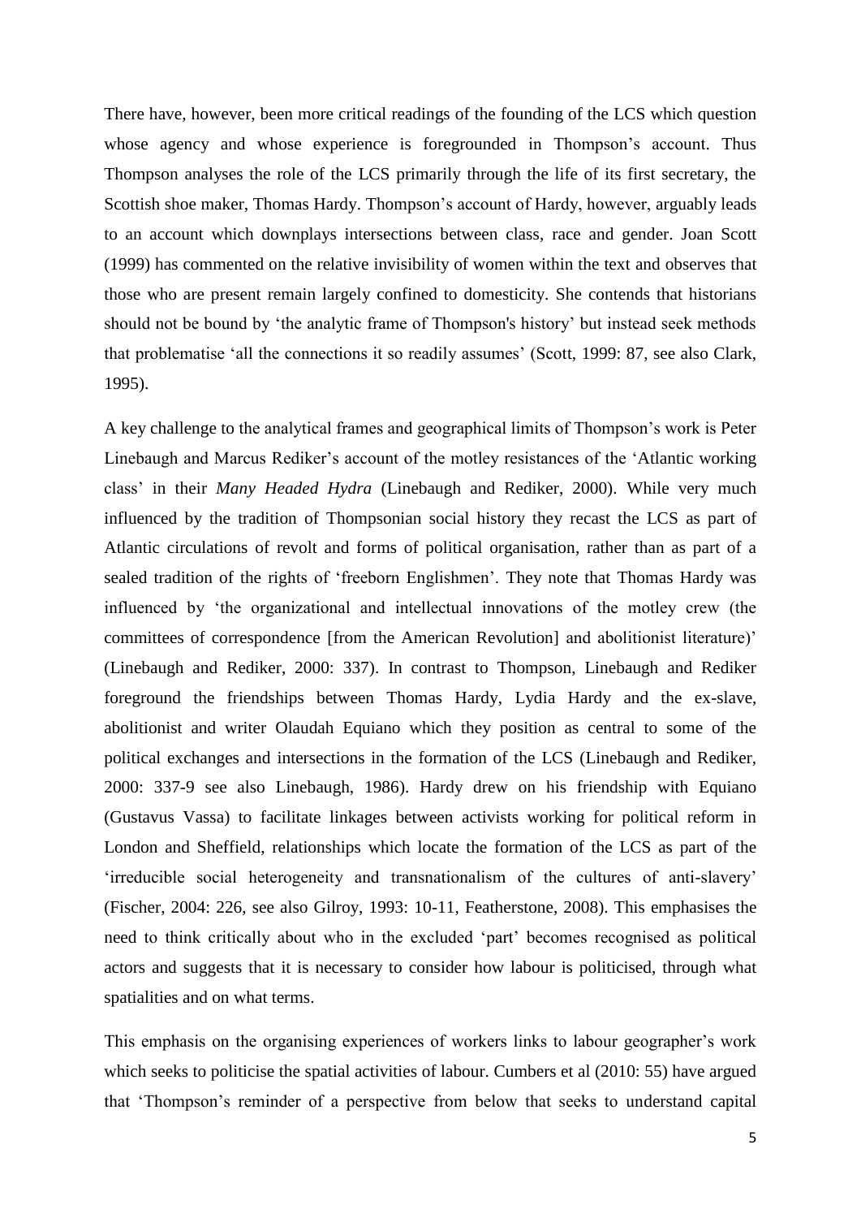There have, however, been more critical readings of the founding of the LCS which question whose agency and whose experience is foregrounded in Thompson's account. Thus Thompson analyses the role of the LCS primarily through the life of its first secretary, the Scottish shoe maker, Thomas Hardy. Thompson's account of Hardy, however, arguably leads to an account which downplays intersections between class, race and gender. Joan Scott (1999) has commented on the relative invisibility of women within the text and observes that those who are present remain largely confined to domesticity. She contends that historians should not be bound by 'the analytic frame of Thompson's history' but instead seek methods that problematise 'all the connections it so readily assumes' (Scott, 1999: 87, see also Clark, 1995).

A key challenge to the analytical frames and geographical limits of Thompson's work is Peter Linebaugh and Marcus Rediker's account of the motley resistances of the 'Atlantic working class' in their *Many Headed Hydra* (Linebaugh and Rediker, 2000). While very much influenced by the tradition of Thompsonian social history they recast the LCS as part of Atlantic circulations of revolt and forms of political organisation, rather than as part of a sealed tradition of the rights of 'freeborn Englishmen'. They note that Thomas Hardy was influenced by 'the organizational and intellectual innovations of the motley crew (the committees of correspondence [from the American Revolution] and abolitionist literature)' (Linebaugh and Rediker, 2000: 337). In contrast to Thompson, Linebaugh and Rediker foreground the friendships between Thomas Hardy, Lydia Hardy and the ex-slave, abolitionist and writer Olaudah Equiano which they position as central to some of the political exchanges and intersections in the formation of the LCS (Linebaugh and Rediker, 2000: 337-9 see also Linebaugh, 1986). Hardy drew on his friendship with Equiano (Gustavus Vassa) to facilitate linkages between activists working for political reform in London and Sheffield, relationships which locate the formation of the LCS as part of the 'irreducible social heterogeneity and transnationalism of the cultures of anti-slavery' (Fischer, 2004: 226, see also Gilroy, 1993: 10-11, Featherstone, 2008). This emphasises the need to think critically about who in the excluded 'part' becomes recognised as political actors and suggests that it is necessary to consider how labour is politicised, through what spatialities and on what terms.

This emphasis on the organising experiences of workers links to labour geographer's work which seeks to politicise the spatial activities of labour. Cumbers et al (2010: 55) have argued that 'Thompson's reminder of a perspective from below that seeks to understand capital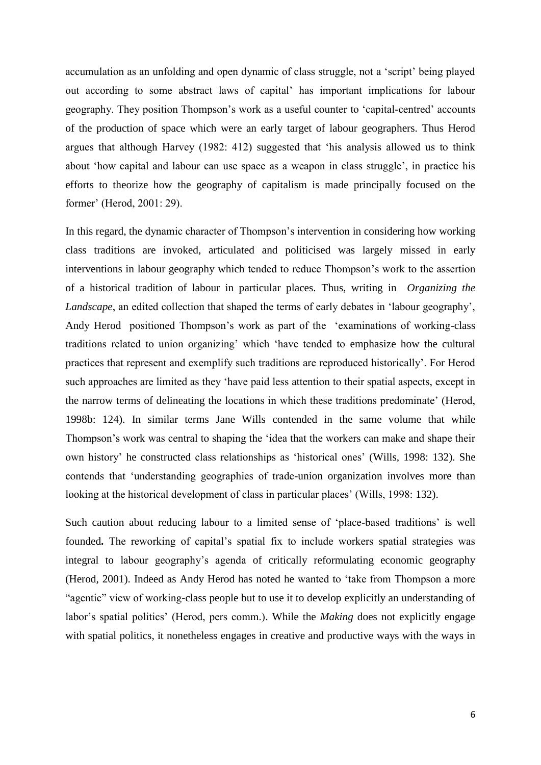accumulation as an unfolding and open dynamic of class struggle, not a 'script' being played out according to some abstract laws of capital' has important implications for labour geography. They position Thompson's work as a useful counter to 'capital-centred' accounts of the production of space which were an early target of labour geographers. Thus Herod argues that although Harvey (1982: 412) suggested that 'his analysis allowed us to think about 'how capital and labour can use space as a weapon in class struggle', in practice his efforts to theorize how the geography of capitalism is made principally focused on the former' (Herod, 2001: 29).

In this regard, the dynamic character of Thompson's intervention in considering how working class traditions are invoked, articulated and politicised was largely missed in early interventions in labour geography which tended to reduce Thompson's work to the assertion of a historical tradition of labour in particular places. Thus, writing in *Organizing the Landscape*, an edited collection that shaped the terms of early debates in 'labour geography', Andy Herod positioned Thompson's work as part of the 'examinations of working-class traditions related to union organizing' which 'have tended to emphasize how the cultural practices that represent and exemplify such traditions are reproduced historically'. For Herod such approaches are limited as they 'have paid less attention to their spatial aspects, except in the narrow terms of delineating the locations in which these traditions predominate' (Herod, 1998b: 124). In similar terms Jane Wills contended in the same volume that while Thompson's work was central to shaping the 'idea that the workers can make and shape their own history' he constructed class relationships as 'historical ones' (Wills, 1998: 132). She contends that 'understanding geographies of trade-union organization involves more than looking at the historical development of class in particular places' (Wills, 1998: 132).

Such caution about reducing labour to a limited sense of 'place-based traditions' is well founded**.** The reworking of capital's spatial fix to include workers spatial strategies was integral to labour geography's agenda of critically reformulating economic geography (Herod, 2001). Indeed as Andy Herod has noted he wanted to 'take from Thompson a more "agentic" view of working-class people but to use it to develop explicitly an understanding of labor's spatial politics' (Herod, pers comm.). While the *Making* does not explicitly engage with spatial politics, it nonetheless engages in creative and productive ways with the ways in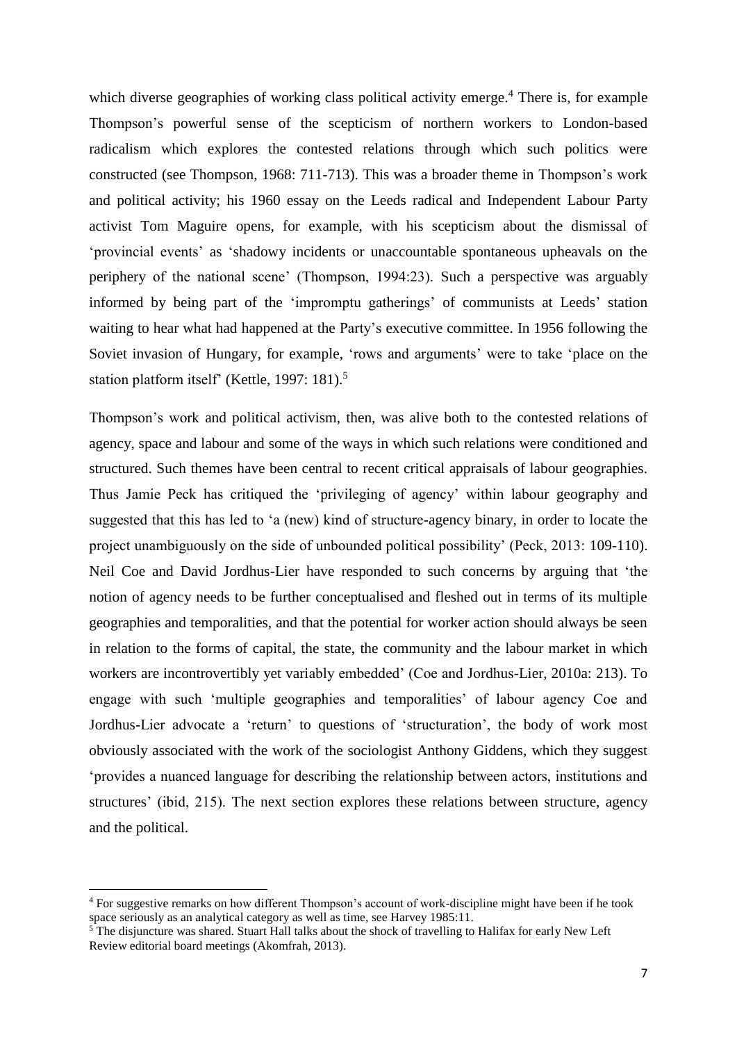which diverse geographies of working class political activity emerge.[4] There is, for example Thompson's powerful sense of the scepticism of northern workers to London-based radicalism which explores the contested relations through which such politics were constructed (see Thompson, 1968: 711-713). This was a broader theme in Thompson's work and political activity; his 1960 essay on the Leeds radical and Independent Labour Party activist Tom Maguire opens, for example, with his scepticism about the dismissal of 'provincial events' as 'shadowy incidents or unaccountable spontaneous upheavals on the periphery of the national scene' (Thompson, 1994:23). Such a perspective was arguably informed by being part of the 'impromptu gatherings' of communists at Leeds' station waiting to hear what had happened at the Party's executive committee. In 1956 following the Soviet invasion of Hungary, for example, 'rows and arguments' were to take 'place on the station platform itself' (Kettle, 1997: 181).[5]

Thompson's work and political activism, then, was alive both to the contested relations of agency, space and labour and some of the ways in which such relations were conditioned and structured. Such themes have been central to recent critical appraisals of labour geographies. Thus Jamie Peck has critiqued the 'privileging of agency' within labour geography and suggested that this has led to 'a (new) kind of structure-agency binary, in order to locate the project unambiguously on the side of unbounded political possibility' (Peck, 2013: 109-110). Neil Coe and David Jordhus-Lier have responded to such concerns by arguing that 'the notion of agency needs to be further conceptualised and fleshed out in terms of its multiple geographies and temporalities, and that the potential for worker action should always be seen in relation to the forms of capital, the state, the community and the labour market in which workers are incontrovertibly yet variably embedded' (Coe and Jordhus-Lier, 2010a: 213). To engage with such 'multiple geographies and temporalities' of labour agency Coe and Jordhus-Lier advocate a 'return' to questions of 'structuration', the body of work most obviously associated with the work of the sociologist Anthony Giddens, which they suggest 'provides a nuanced language for describing the relationship between actors, institutions and structures' (ibid, 215). The next section explores these relations between structure, agency and the political.

---

[4] For suggestive remarks on how different Thompson's account of work-discipline might have been if he took space seriously as an analytical category as well as time, see Harvey 1985:11.

[5] The disjuncture was shared. Stuart Hall talks about the shock of travelling to Halifax for early New Left Review editorial board meetings (Akomfrah, 2013).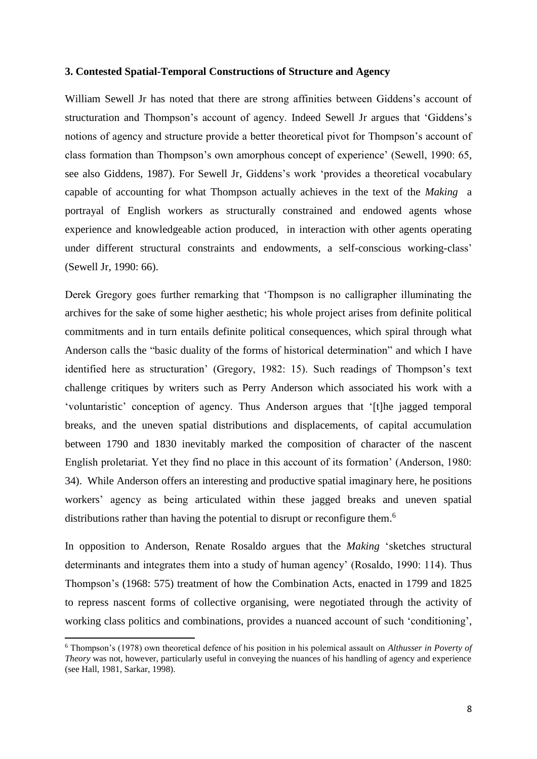### 3. Contested Spatial-Temporal Constructions of Structure and Agency

William Sewell Jr has noted that there are strong affinities between Giddens's account of structuration and Thompson's account of agency. Indeed Sewell Jr argues that 'Giddens's notions of agency and structure provide a better theoretical pivot for Thompson's account of class formation than Thompson's own amorphous concept of experience' (Sewell, 1990: 65, see also Giddens, 1987). For Sewell Jr, Giddens's work 'provides a theoretical vocabulary capable of accounting for what Thompson actually achieves in the text of the *Making* a portrayal of English workers as structurally constrained and endowed agents whose experience and knowledgeable action produced, in interaction with other agents operating under different structural constraints and endowments, a self-conscious working-class' (Sewell Jr, 1990: 66).

Derek Gregory goes further remarking that 'Thompson is no calligrapher illuminating the archives for the sake of some higher aesthetic; his whole project arises from definite political commitments and in turn entails definite political consequences, which spiral through what Anderson calls the "basic duality of the forms of historical determination" and which I have identified here as structuration' (Gregory, 1982: 15). Such readings of Thompson's text challenge critiques by writers such as Perry Anderson which associated his work with a 'voluntaristic' conception of agency. Thus Anderson argues that '[t]he jagged temporal breaks, and the uneven spatial distributions and displacements, of capital accumulation between 1790 and 1830 inevitably marked the composition of character of the nascent English proletariat. Yet they find no place in this account of its formation' (Anderson, 1980: 34). While Anderson offers an interesting and productive spatial imaginary here, he positions workers' agency as being articulated within these jagged breaks and uneven spatial distributions rather than having the potential to disrupt or reconfigure them.[6]

In opposition to Anderson, Renate Rosaldo argues that the *Making* 'sketches structural determinants and integrates them into a study of human agency' (Rosaldo, 1990: 114). Thus Thompson's (1968: 575) treatment of how the Combination Acts, enacted in 1799 and 1825 to repress nascent forms of collective organising, were negotiated through the activity of working class politics and combinations, provides a nuanced account of such 'conditioning',

[6] Thompson's (1978) own theoretical defence of his position in his polemical assault on *Althusser in Poverty of Theory* was not, however, particularly useful in conveying the nuances of his handling of agency and experience (see Hall, 1981, Sarkar, 1998).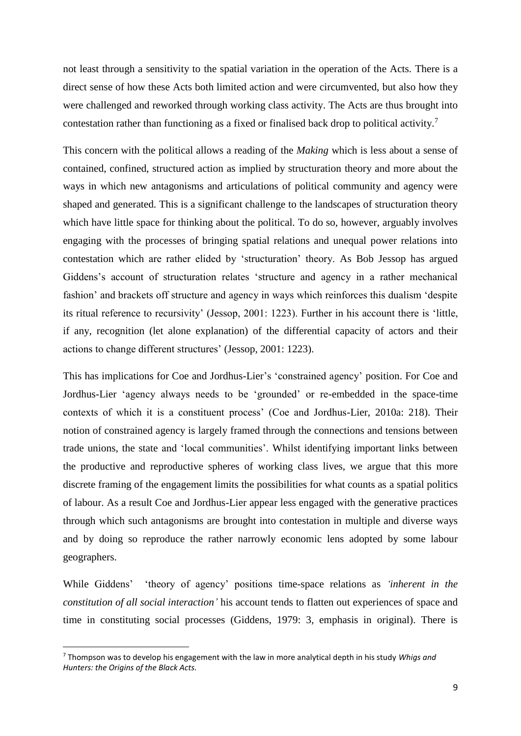not least through a sensitivity to the spatial variation in the operation of the Acts. There is a direct sense of how these Acts both limited action and were circumvented, but also how they were challenged and reworked through working class activity. The Acts are thus brought into contestation rather than functioning as a fixed or finalised back drop to political activity.[7]

This concern with the political allows a reading of the *Making* which is less about a sense of contained, confined, structured action as implied by structuration theory and more about the ways in which new antagonisms and articulations of political community and agency were shaped and generated. This is a significant challenge to the landscapes of structuration theory which have little space for thinking about the political. To do so, however, arguably involves engaging with the processes of bringing spatial relations and unequal power relations into contestation which are rather elided by 'structuration' theory. As Bob Jessop has argued Giddens's account of structuration relates 'structure and agency in a rather mechanical fashion' and brackets off structure and agency in ways which reinforces this dualism 'despite its ritual reference to recursivity' (Jessop, 2001: 1223). Further in his account there is 'little, if any, recognition (let alone explanation) of the differential capacity of actors and their actions to change different structures' (Jessop, 2001: 1223).

This has implications for Coe and Jordhus-Lier's 'constrained agency' position. For Coe and Jordhus-Lier 'agency always needs to be 'grounded' or re-embedded in the space-time contexts of which it is a constituent process' (Coe and Jordhus-Lier, 2010a: 218). Their notion of constrained agency is largely framed through the connections and tensions between trade unions, the state and 'local communities'. Whilst identifying important links between the productive and reproductive spheres of working class lives, we argue that this more discrete framing of the engagement limits the possibilities for what counts as a spatial politics of labour. As a result Coe and Jordhus-Lier appear less engaged with the generative practices through which such antagonisms are brought into contestation in multiple and diverse ways and by doing so reproduce the rather narrowly economic lens adopted by some labour geographers.

While Giddens' 'theory of agency' positions time-space relations as *'inherent in the constitution of all social interaction'* his account tends to flatten out experiences of space and time in constituting social processes (Giddens, 1979: 3, emphasis in original). There is

[7] Thompson was to develop his engagement with the law in more analytical depth in his study *Whigs and Hunters: the Origins of the Black Acts.*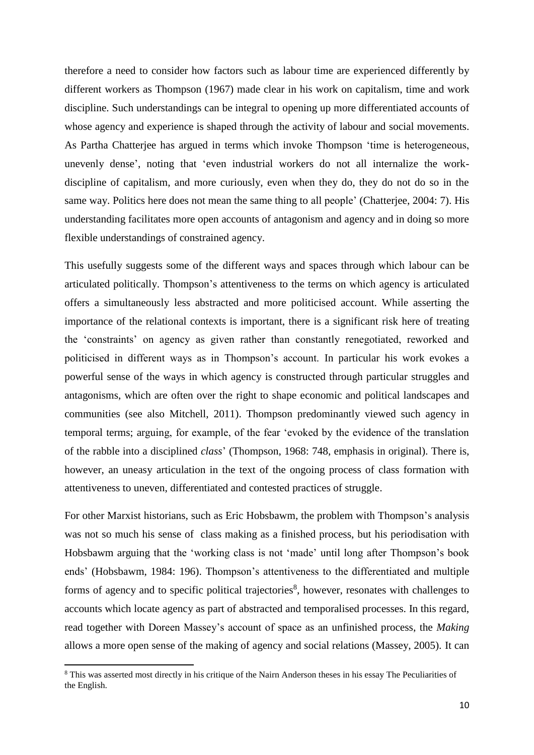therefore a need to consider how factors such as labour time are experienced differently by different workers as Thompson (1967) made clear in his work on capitalism, time and work discipline. Such understandings can be integral to opening up more differentiated accounts of whose agency and experience is shaped through the activity of labour and social movements. As Partha Chatterjee has argued in terms which invoke Thompson 'time is heterogeneous, unevenly dense', noting that 'even industrial workers do not all internalize the work-discipline of capitalism, and more curiously, even when they do, they do not do so in the same way. Politics here does not mean the same thing to all people' (Chatterjee, 2004: 7). His understanding facilitates more open accounts of antagonism and agency and in doing so more flexible understandings of constrained agency.

This usefully suggests some of the different ways and spaces through which labour can be articulated politically. Thompson's attentiveness to the terms on which agency is articulated offers a simultaneously less abstracted and more politicised account. While asserting the importance of the relational contexts is important, there is a significant risk here of treating the 'constraints' on agency as given rather than constantly renegotiated, reworked and politicised in different ways as in Thompson's account. In particular his work evokes a powerful sense of the ways in which agency is constructed through particular struggles and antagonisms, which are often over the right to shape economic and political landscapes and communities (see also Mitchell, 2011). Thompson predominantly viewed such agency in temporal terms; arguing, for example, of the fear 'evoked by the evidence of the translation of the rabble into a disciplined *class*' (Thompson, 1968: 748, emphasis in original). There is, however, an uneasy articulation in the text of the ongoing process of class formation with attentiveness to uneven, differentiated and contested practices of struggle.

For other Marxist historians, such as Eric Hobsbawm, the problem with Thompson's analysis was not so much his sense of class making as a finished process, but his periodisation with Hobsbawm arguing that the 'working class is not 'made' until long after Thompson's book ends' (Hobsbawm, 1984: 196). Thompson's attentiveness to the differentiated and multiple forms of agency and to specific political trajectories[8], however, resonates with challenges to accounts which locate agency as part of abstracted and temporalised processes. In this regard, read together with Doreen Massey's account of space as an unfinished process, the *Making* allows a more open sense of the making of agency and social relations (Massey, 2005). It can

[8] This was asserted most directly in his critique of the Nairn Anderson theses in his essay The Peculiarities of the English.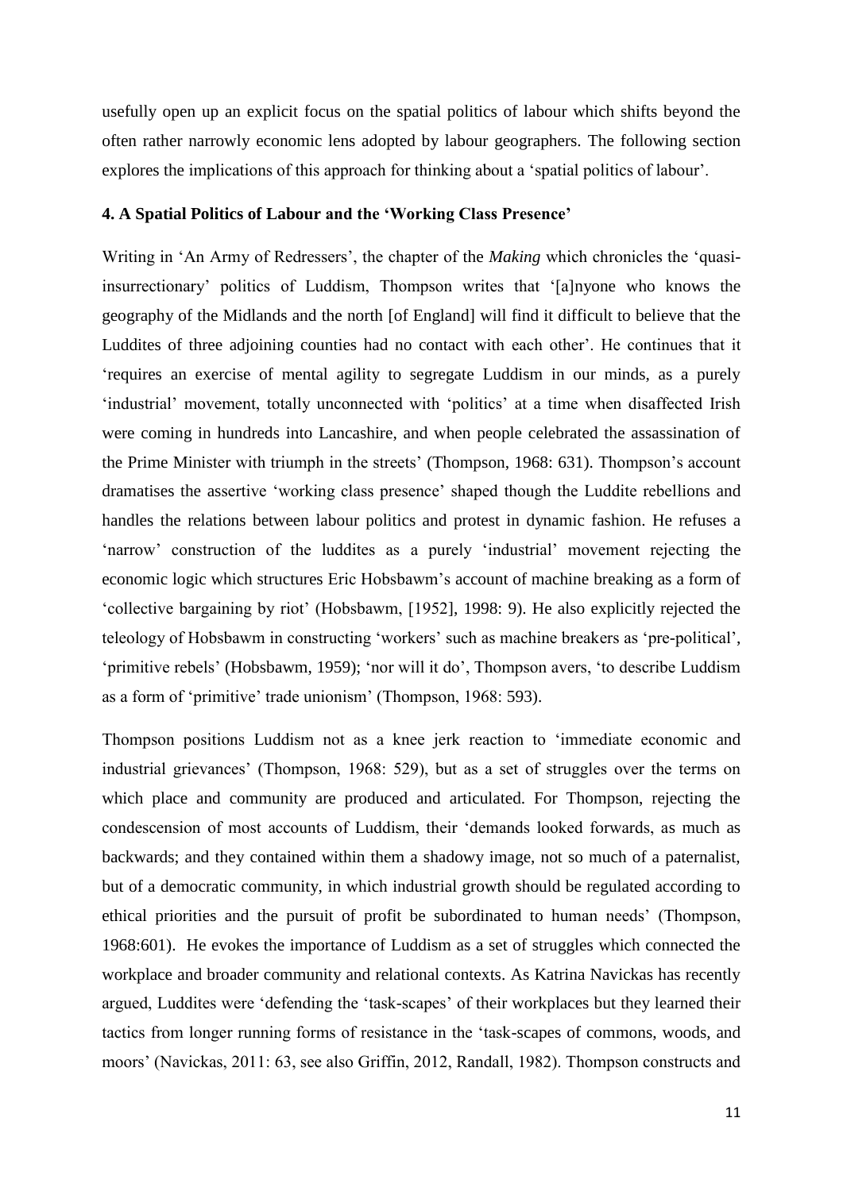usefully open up an explicit focus on the spatial politics of labour which shifts beyond the often rather narrowly economic lens adopted by labour geographers. The following section explores the implications of this approach for thinking about a 'spatial politics of labour'.

## 4. A Spatial Politics of Labour and the 'Working Class Presence'

Writing in 'An Army of Redressers', the chapter of the *Making* which chronicles the 'quasi-insurrectionary' politics of Luddism, Thompson writes that '[a]nyone who knows the geography of the Midlands and the north [of England] will find it difficult to believe that the Luddites of three adjoining counties had no contact with each other'. He continues that it 'requires an exercise of mental agility to segregate Luddism in our minds, as a purely 'industrial' movement, totally unconnected with 'politics' at a time when disaffected Irish were coming in hundreds into Lancashire, and when people celebrated the assassination of the Prime Minister with triumph in the streets' (Thompson, 1968: 631). Thompson's account dramatises the assertive 'working class presence' shaped though the Luddite rebellions and handles the relations between labour politics and protest in dynamic fashion. He refuses a 'narrow' construction of the luddites as a purely 'industrial' movement rejecting the economic logic which structures Eric Hobsbawm's account of machine breaking as a form of 'collective bargaining by riot' (Hobsbawm, [1952], 1998: 9). He also explicitly rejected the teleology of Hobsbawm in constructing 'workers' such as machine breakers as 'pre-political', 'primitive rebels' (Hobsbawm, 1959); 'nor will it do', Thompson avers, 'to describe Luddism as a form of 'primitive' trade unionism' (Thompson, 1968: 593).

Thompson positions Luddism not as a knee jerk reaction to 'immediate economic and industrial grievances' (Thompson, 1968: 529), but as a set of struggles over the terms on which place and community are produced and articulated. For Thompson, rejecting the condescension of most accounts of Luddism, their 'demands looked forwards, as much as backwards; and they contained within them a shadowy image, not so much of a paternalist, but of a democratic community, in which industrial growth should be regulated according to ethical priorities and the pursuit of profit be subordinated to human needs' (Thompson, 1968:601). He evokes the importance of Luddism as a set of struggles which connected the workplace and broader community and relational contexts. As Katrina Navickas has recently argued, Luddites were 'defending the 'task-scapes' of their workplaces but they learned their tactics from longer running forms of resistance in the 'task-scapes of commons, woods, and moors' (Navickas, 2011: 63, see also Griffin, 2012, Randall, 1982). Thompson constructs and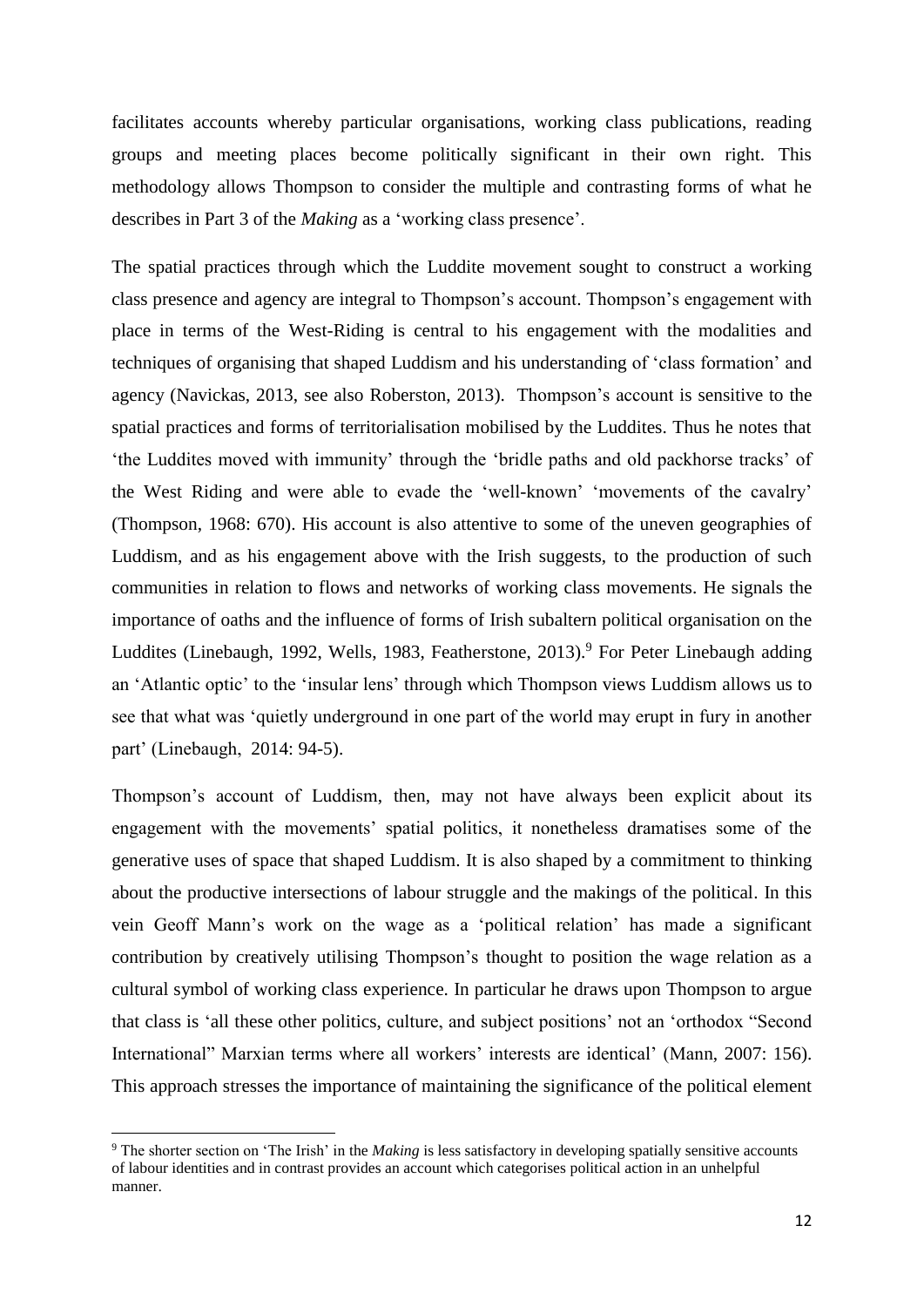facilitates accounts whereby particular organisations, working class publications, reading groups and meeting places become politically significant in their own right. This methodology allows Thompson to consider the multiple and contrasting forms of what he describes in Part 3 of the *Making* as a 'working class presence'.

The spatial practices through which the Luddite movement sought to construct a working class presence and agency are integral to Thompson's account. Thompson's engagement with place in terms of the West-Riding is central to his engagement with the modalities and techniques of organising that shaped Luddism and his understanding of 'class formation' and agency (Navickas, 2013, see also Roberston, 2013). Thompson's account is sensitive to the spatial practices and forms of territorialisation mobilised by the Luddites. Thus he notes that 'the Luddites moved with immunity' through the 'bridle paths and old packhorse tracks' of the West Riding and were able to evade the 'well-known' 'movements of the cavalry' (Thompson, 1968: 670). His account is also attentive to some of the uneven geographies of Luddism, and as his engagement above with the Irish suggests, to the production of such communities in relation to flows and networks of working class movements. He signals the importance of oaths and the influence of forms of Irish subaltern political organisation on the Luddites (Linebaugh, 1992, Wells, 1983, Featherstone, 2013).[9] For Peter Linebaugh adding an 'Atlantic optic' to the 'insular lens' through which Thompson views Luddism allows us to see that what was 'quietly underground in one part of the world may erupt in fury in another part' (Linebaugh, 2014: 94-5).

Thompson's account of Luddism, then, may not have always been explicit about its engagement with the movements' spatial politics, it nonetheless dramatises some of the generative uses of space that shaped Luddism. It is also shaped by a commitment to thinking about the productive intersections of labour struggle and the makings of the political. In this vein Geoff Mann's work on the wage as a 'political relation' has made a significant contribution by creatively utilising Thompson's thought to position the wage relation as a cultural symbol of working class experience. In particular he draws upon Thompson to argue that class is 'all these other politics, culture, and subject positions' not an 'orthodox "Second International" Marxian terms where all workers' interests are identical' (Mann, 2007: 156). This approach stresses the importance of maintaining the significance of the political element

[9] The shorter section on 'The Irish' in the *Making* is less satisfactory in developing spatially sensitive accounts of labour identities and in contrast provides an account which categorises political action in an unhelpful manner.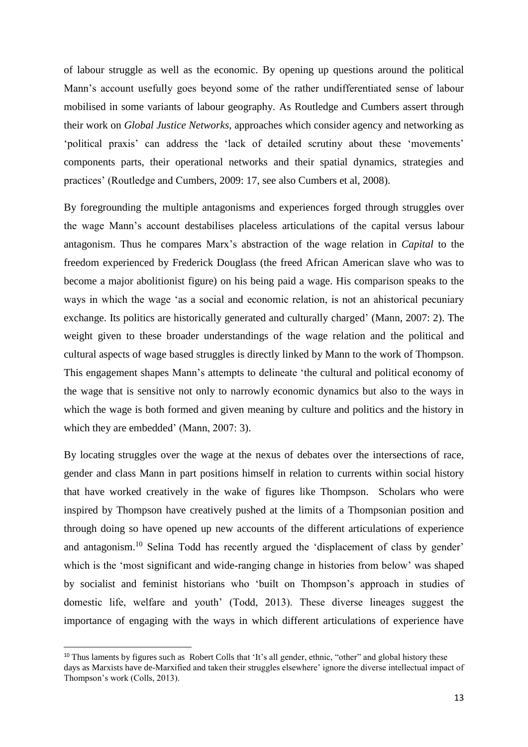of labour struggle as well as the economic. By opening up questions around the political Mann's account usefully goes beyond some of the rather undifferentiated sense of labour mobilised in some variants of labour geography. As Routledge and Cumbers assert through their work on *Global Justice Networks*, approaches which consider agency and networking as 'political praxis' can address the 'lack of detailed scrutiny about these 'movements' components parts, their operational networks and their spatial dynamics, strategies and practices' (Routledge and Cumbers, 2009: 17, see also Cumbers et al, 2008).

By foregrounding the multiple antagonisms and experiences forged through struggles over the wage Mann's account destabilises placeless articulations of the capital versus labour antagonism. Thus he compares Marx's abstraction of the wage relation in *Capital* to the freedom experienced by Frederick Douglass (the freed African American slave who was to become a major abolitionist figure) on his being paid a wage. His comparison speaks to the ways in which the wage 'as a social and economic relation, is not an ahistorical pecuniary exchange. Its politics are historically generated and culturally charged' (Mann, 2007: 2). The weight given to these broader understandings of the wage relation and the political and cultural aspects of wage based struggles is directly linked by Mann to the work of Thompson. This engagement shapes Mann's attempts to delineate 'the cultural and political economy of the wage that is sensitive not only to narrowly economic dynamics but also to the ways in which the wage is both formed and given meaning by culture and politics and the history in which they are embedded' (Mann, 2007: 3).

By locating struggles over the wage at the nexus of debates over the intersections of race, gender and class Mann in part positions himself in relation to currents within social history that have worked creatively in the wake of figures like Thompson. Scholars who were inspired by Thompson have creatively pushed at the limits of a Thompsonian position and through doing so have opened up new accounts of the different articulations of experience and antagonism.[10] Selina Todd has recently argued the 'displacement of class by gender' which is the 'most significant and wide-ranging change in histories from below' was shaped by socialist and feminist historians who 'built on Thompson's approach in studies of domestic life, welfare and youth' (Todd, 2013). These diverse lineages suggest the importance of engaging with the ways in which different articulations of experience have

[10] Thus laments by figures such as Robert Colls that 'It's all gender, ethnic, "other" and global history these days as Marxists have de-Marxified and taken their struggles elsewhere' ignore the diverse intellectual impact of Thompson's work (Colls, 2013).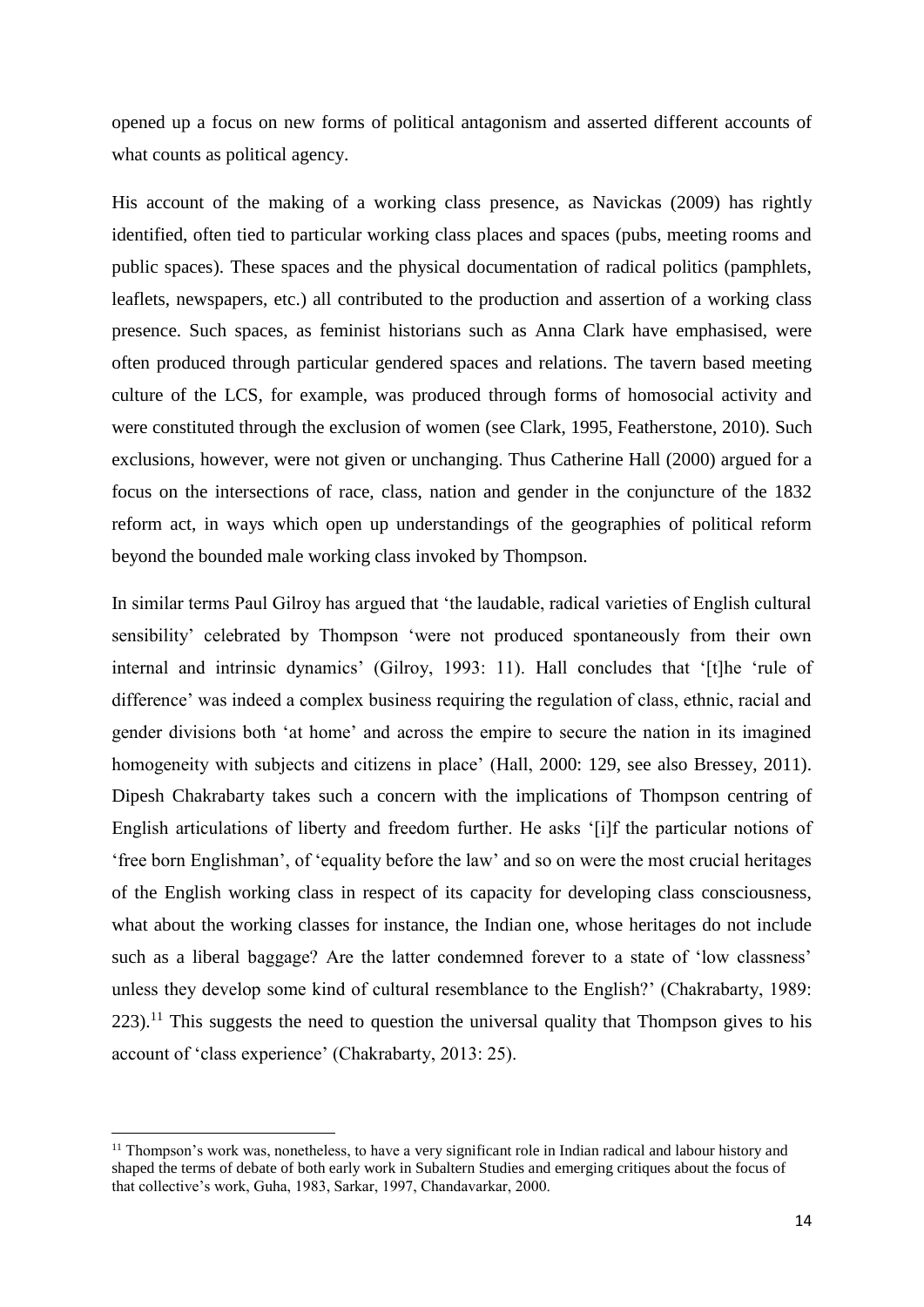opened up a focus on new forms of political antagonism and asserted different accounts of what counts as political agency.

His account of the making of a working class presence, as Navickas (2009) has rightly identified, often tied to particular working class places and spaces (pubs, meeting rooms and public spaces). These spaces and the physical documentation of radical politics (pamphlets, leaflets, newspapers, etc.) all contributed to the production and assertion of a working class presence. Such spaces, as feminist historians such as Anna Clark have emphasised, were often produced through particular gendered spaces and relations. The tavern based meeting culture of the LCS, for example, was produced through forms of homosocial activity and were constituted through the exclusion of women (see Clark, 1995, Featherstone, 2010). Such exclusions, however, were not given or unchanging. Thus Catherine Hall (2000) argued for a focus on the intersections of race, class, nation and gender in the conjuncture of the 1832 reform act, in ways which open up understandings of the geographies of political reform beyond the bounded male working class invoked by Thompson.

In similar terms Paul Gilroy has argued that 'the laudable, radical varieties of English cultural sensibility' celebrated by Thompson 'were not produced spontaneously from their own internal and intrinsic dynamics' (Gilroy, 1993: 11). Hall concludes that '[t]he 'rule of difference' was indeed a complex business requiring the regulation of class, ethnic, racial and gender divisions both 'at home' and across the empire to secure the nation in its imagined homogeneity with subjects and citizens in place' (Hall, 2000: 129, see also Bressey, 2011). Dipesh Chakrabarty takes such a concern with the implications of Thompson centring of English articulations of liberty and freedom further. He asks '[i]f the particular notions of 'free born Englishman', of 'equality before the law' and so on were the most crucial heritages of the English working class in respect of its capacity for developing class consciousness, what about the working classes for instance, the Indian one, whose heritages do not include such as a liberal baggage? Are the latter condemned forever to a state of 'low classness' unless they develop some kind of cultural resemblance to the English?' (Chakrabarty, 1989: 223).[11] This suggests the need to question the universal quality that Thompson gives to his account of 'class experience' (Chakrabarty, 2013: 25).

---

[11] Thompson's work was, nonetheless, to have a very significant role in Indian radical and labour history and shaped the terms of debate of both early work in Subaltern Studies and emerging critiques about the focus of that collective's work, Guha, 1983, Sarkar, 1997, Chandavarkar, 2000.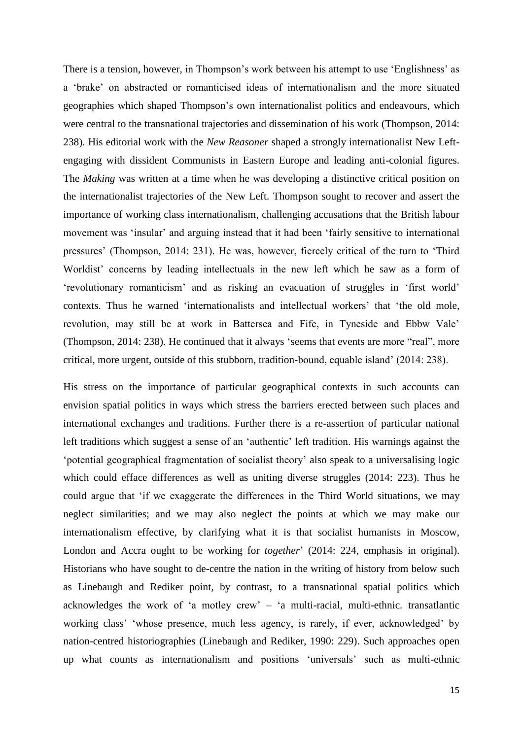There is a tension, however, in Thompson's work between his attempt to use 'Englishness' as a 'brake' on abstracted or romanticised ideas of internationalism and the more situated geographies which shaped Thompson's own internationalist politics and endeavours, which were central to the transnational trajectories and dissemination of his work (Thompson, 2014: 238). His editorial work with the *New Reasoner* shaped a strongly internationalist New Left-engaging with dissident Communists in Eastern Europe and leading anti-colonial figures. The *Making* was written at a time when he was developing a distinctive critical position on the internationalist trajectories of the New Left. Thompson sought to recover and assert the importance of working class internationalism, challenging accusations that the British labour movement was 'insular' and arguing instead that it had been 'fairly sensitive to international pressures' (Thompson, 2014: 231). He was, however, fiercely critical of the turn to 'Third Worldist' concerns by leading intellectuals in the new left which he saw as a form of 'revolutionary romanticism' and as risking an evacuation of struggles in 'first world' contexts. Thus he warned 'internationalists and intellectual workers' that 'the old mole, revolution, may still be at work in Battersea and Fife, in Tyneside and Ebbw Vale' (Thompson, 2014: 238). He continued that it always 'seems that events are more "real", more critical, more urgent, outside of this stubborn, tradition-bound, equable island' (2014: 238).

His stress on the importance of particular geographical contexts in such accounts can envision spatial politics in ways which stress the barriers erected between such places and international exchanges and traditions. Further there is a re-assertion of particular national left traditions which suggest a sense of an 'authentic' left tradition. His warnings against the 'potential geographical fragmentation of socialist theory' also speak to a universalising logic which could efface differences as well as uniting diverse struggles (2014: 223). Thus he could argue that 'if we exaggerate the differences in the Third World situations, we may neglect similarities; and we may also neglect the points at which we may make our internationalism effective, by clarifying what it is that socialist humanists in Moscow, London and Accra ought to be working for *together*' (2014: 224, emphasis in original). Historians who have sought to de-centre the nation in the writing of history from below such as Linebaugh and Rediker point, by contrast, to a transnational spatial politics which acknowledges the work of 'a motley crew' – 'a multi-racial, multi-ethnic. transatlantic working class' 'whose presence, much less agency, is rarely, if ever, acknowledged' by nation-centred historiographies (Linebaugh and Rediker, 1990: 229). Such approaches open up what counts as internationalism and positions 'universals' such as multi-ethnic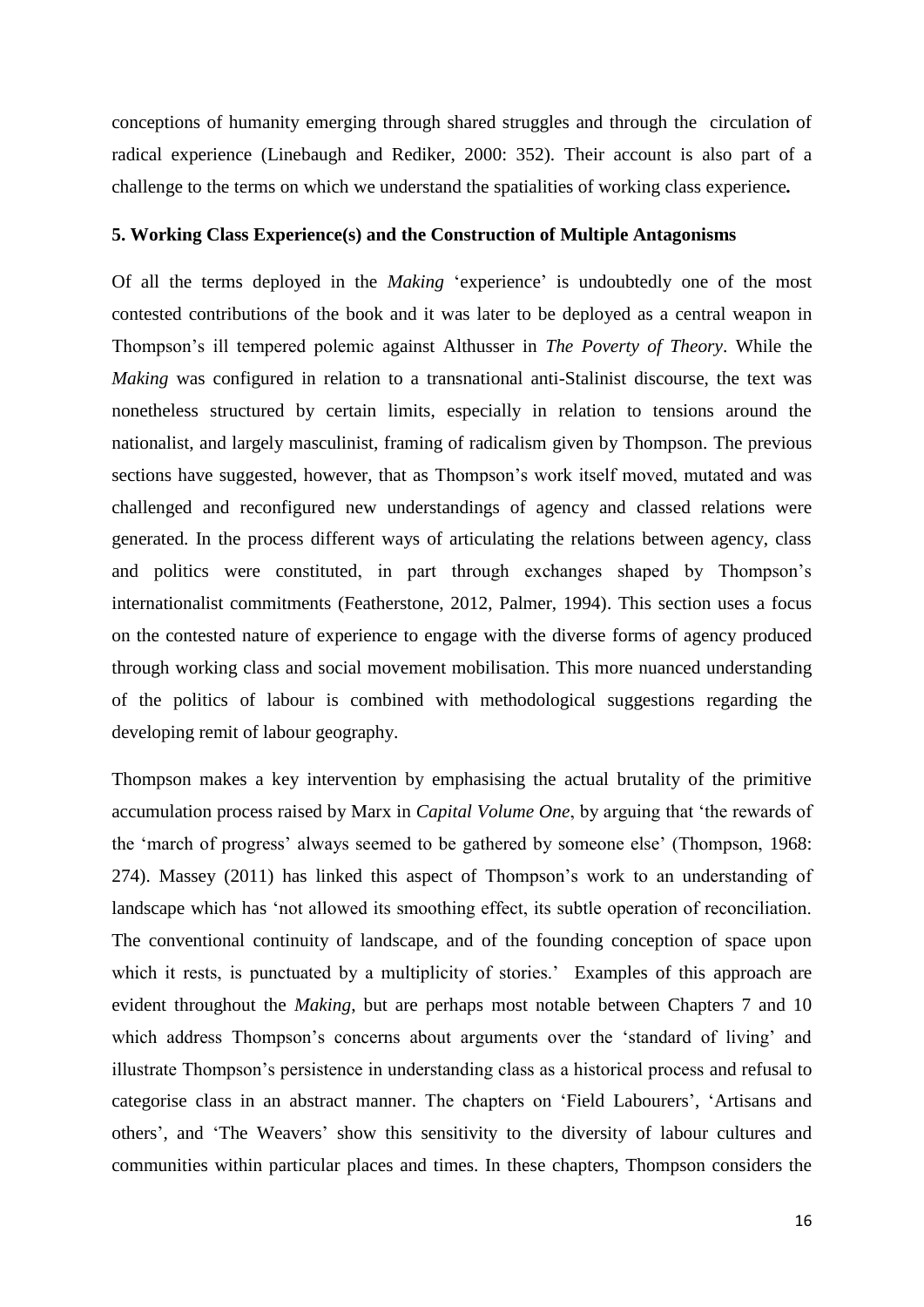conceptions of humanity emerging through shared struggles and through the circulation of radical experience (Linebaugh and Rediker, 2000: 352). Their account is also part of a challenge to the terms on which we understand the spatialities of working class experience**.**

## 5. Working Class Experience(s) and the Construction of Multiple Antagonisms

Of all the terms deployed in the *Making* 'experience' is undoubtedly one of the most contested contributions of the book and it was later to be deployed as a central weapon in Thompson's ill tempered polemic against Althusser in *The Poverty of Theory*. While the *Making* was configured in relation to a transnational anti-Stalinist discourse, the text was nonetheless structured by certain limits, especially in relation to tensions around the nationalist, and largely masculinist, framing of radicalism given by Thompson. The previous sections have suggested, however, that as Thompson's work itself moved, mutated and was challenged and reconfigured new understandings of agency and classed relations were generated. In the process different ways of articulating the relations between agency, class and politics were constituted, in part through exchanges shaped by Thompson's internationalist commitments (Featherstone, 2012, Palmer, 1994). This section uses a focus on the contested nature of experience to engage with the diverse forms of agency produced through working class and social movement mobilisation. This more nuanced understanding of the politics of labour is combined with methodological suggestions regarding the developing remit of labour geography.

Thompson makes a key intervention by emphasising the actual brutality of the primitive accumulation process raised by Marx in *Capital Volume One*, by arguing that 'the rewards of the 'march of progress' always seemed to be gathered by someone else' (Thompson, 1968: 274). Massey (2011) has linked this aspect of Thompson's work to an understanding of landscape which has 'not allowed its smoothing effect, its subtle operation of reconciliation. The conventional continuity of landscape, and of the founding conception of space upon which it rests, is punctuated by a multiplicity of stories.' Examples of this approach are evident throughout the *Making*, but are perhaps most notable between Chapters 7 and 10 which address Thompson's concerns about arguments over the 'standard of living' and illustrate Thompson's persistence in understanding class as a historical process and refusal to categorise class in an abstract manner. The chapters on 'Field Labourers', 'Artisans and others', and 'The Weavers' show this sensitivity to the diversity of labour cultures and communities within particular places and times. In these chapters, Thompson considers the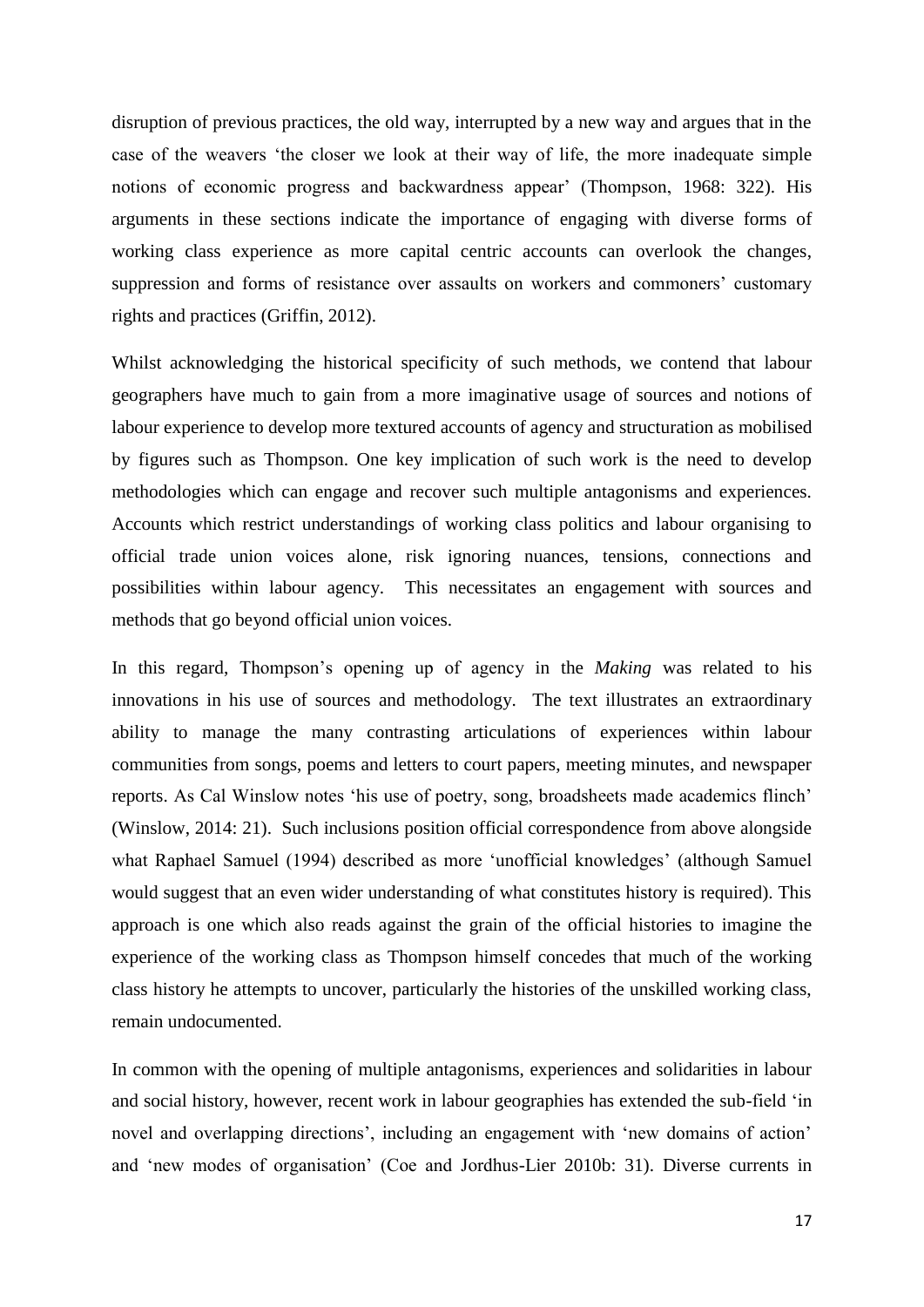disruption of previous practices, the old way, interrupted by a new way and argues that in the case of the weavers 'the closer we look at their way of life, the more inadequate simple notions of economic progress and backwardness appear' (Thompson, 1968: 322). His arguments in these sections indicate the importance of engaging with diverse forms of working class experience as more capital centric accounts can overlook the changes, suppression and forms of resistance over assaults on workers and commoners' customary rights and practices (Griffin, 2012).

Whilst acknowledging the historical specificity of such methods, we contend that labour geographers have much to gain from a more imaginative usage of sources and notions of labour experience to develop more textured accounts of agency and structuration as mobilised by figures such as Thompson. One key implication of such work is the need to develop methodologies which can engage and recover such multiple antagonisms and experiences. Accounts which restrict understandings of working class politics and labour organising to official trade union voices alone, risk ignoring nuances, tensions, connections and possibilities within labour agency. This necessitates an engagement with sources and methods that go beyond official union voices.

In this regard, Thompson's opening up of agency in the *Making* was related to his innovations in his use of sources and methodology. The text illustrates an extraordinary ability to manage the many contrasting articulations of experiences within labour communities from songs, poems and letters to court papers, meeting minutes, and newspaper reports. As Cal Winslow notes 'his use of poetry, song, broadsheets made academics flinch' (Winslow, 2014: 21). Such inclusions position official correspondence from above alongside what Raphael Samuel (1994) described as more 'unofficial knowledges' (although Samuel would suggest that an even wider understanding of what constitutes history is required). This approach is one which also reads against the grain of the official histories to imagine the experience of the working class as Thompson himself concedes that much of the working class history he attempts to uncover, particularly the histories of the unskilled working class, remain undocumented.

In common with the opening of multiple antagonisms, experiences and solidarities in labour and social history, however, recent work in labour geographies has extended the sub-field 'in novel and overlapping directions', including an engagement with 'new domains of action' and 'new modes of organisation' (Coe and Jordhus-Lier 2010b: 31). Diverse currents in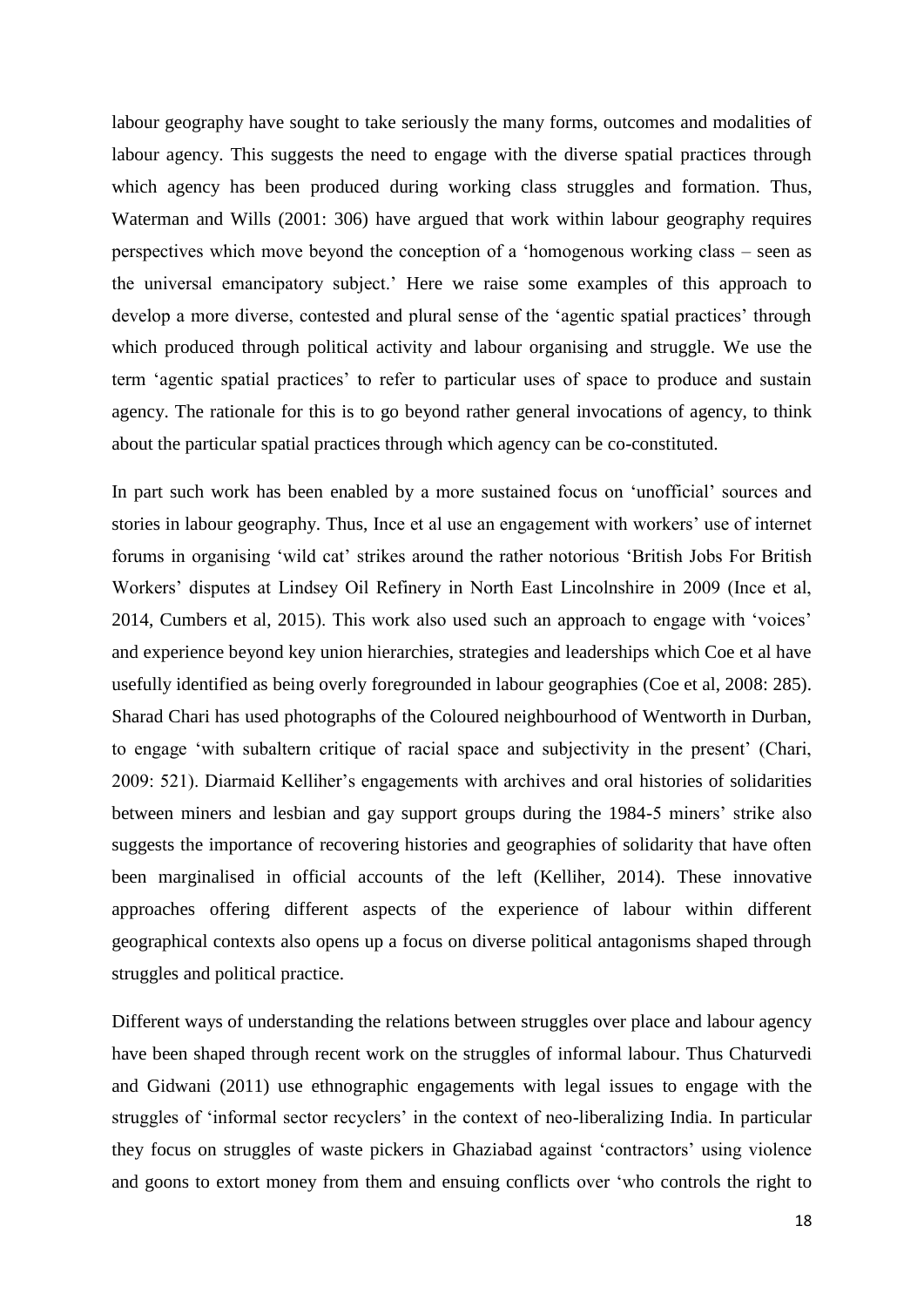labour geography have sought to take seriously the many forms, outcomes and modalities of labour agency. This suggests the need to engage with the diverse spatial practices through which agency has been produced during working class struggles and formation. Thus, Waterman and Wills (2001: 306) have argued that work within labour geography requires perspectives which move beyond the conception of a 'homogenous working class – seen as the universal emancipatory subject.' Here we raise some examples of this approach to develop a more diverse, contested and plural sense of the 'agentic spatial practices' through which produced through political activity and labour organising and struggle. We use the term 'agentic spatial practices' to refer to particular uses of space to produce and sustain agency. The rationale for this is to go beyond rather general invocations of agency, to think about the particular spatial practices through which agency can be co-constituted.

In part such work has been enabled by a more sustained focus on 'unofficial' sources and stories in labour geography. Thus, Ince et al use an engagement with workers' use of internet forums in organising 'wild cat' strikes around the rather notorious 'British Jobs For British Workers' disputes at Lindsey Oil Refinery in North East Lincolnshire in 2009 (Ince et al, 2014, Cumbers et al, 2015). This work also used such an approach to engage with 'voices' and experience beyond key union hierarchies, strategies and leaderships which Coe et al have usefully identified as being overly foregrounded in labour geographies (Coe et al, 2008: 285). Sharad Chari has used photographs of the Coloured neighbourhood of Wentworth in Durban, to engage 'with subaltern critique of racial space and subjectivity in the present' (Chari, 2009: 521). Diarmaid Kelliher's engagements with archives and oral histories of solidarities between miners and lesbian and gay support groups during the 1984-5 miners' strike also suggests the importance of recovering histories and geographies of solidarity that have often been marginalised in official accounts of the left (Kelliher, 2014). These innovative approaches offering different aspects of the experience of labour within different geographical contexts also opens up a focus on diverse political antagonisms shaped through struggles and political practice.

Different ways of understanding the relations between struggles over place and labour agency have been shaped through recent work on the struggles of informal labour. Thus Chaturvedi and Gidwani (2011) use ethnographic engagements with legal issues to engage with the struggles of 'informal sector recyclers' in the context of neo-liberalizing India. In particular they focus on struggles of waste pickers in Ghaziabad against 'contractors' using violence and goons to extort money from them and ensuing conflicts over 'who controls the right to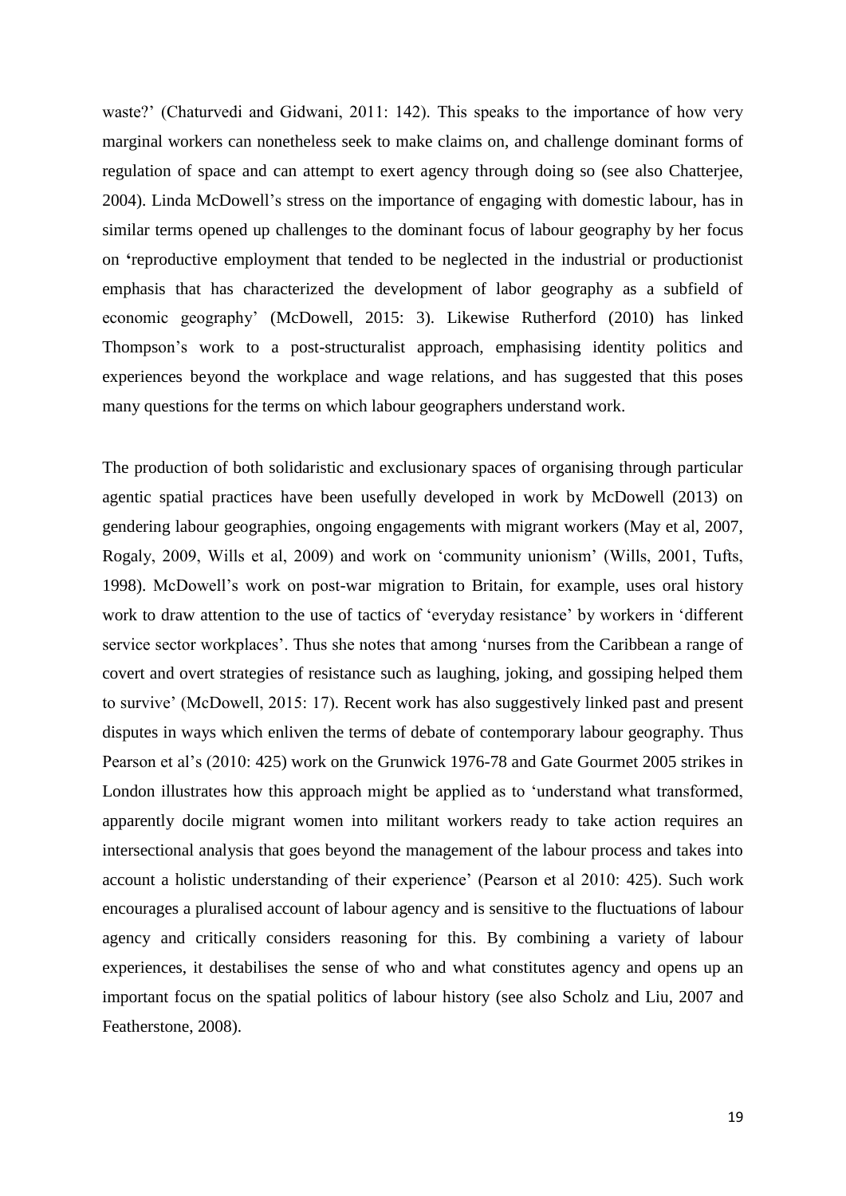waste?' (Chaturvedi and Gidwani, 2011: 142). This speaks to the importance of how very marginal workers can nonetheless seek to make claims on, and challenge dominant forms of regulation of space and can attempt to exert agency through doing so (see also Chatterjee, 2004). Linda McDowell's stress on the importance of engaging with domestic labour, has in similar terms opened up challenges to the dominant focus of labour geography by her focus on 'reproductive employment that tended to be neglected in the industrial or productionist emphasis that has characterized the development of labor geography as a subfield of economic geography' (McDowell, 2015: 3). Likewise Rutherford (2010) has linked Thompson's work to a post-structuralist approach, emphasising identity politics and experiences beyond the workplace and wage relations, and has suggested that this poses many questions for the terms on which labour geographers understand work.

The production of both solidaristic and exclusionary spaces of organising through particular agentic spatial practices have been usefully developed in work by McDowell (2013) on gendering labour geographies, ongoing engagements with migrant workers (May et al, 2007, Rogaly, 2009, Wills et al, 2009) and work on 'community unionism' (Wills, 2001, Tufts, 1998). McDowell's work on post-war migration to Britain, for example, uses oral history work to draw attention to the use of tactics of 'everyday resistance' by workers in 'different service sector workplaces'. Thus she notes that among 'nurses from the Caribbean a range of covert and overt strategies of resistance such as laughing, joking, and gossiping helped them to survive' (McDowell, 2015: 17). Recent work has also suggestively linked past and present disputes in ways which enliven the terms of debate of contemporary labour geography. Thus Pearson et al's (2010: 425) work on the Grunwick 1976-78 and Gate Gourmet 2005 strikes in London illustrates how this approach might be applied as to 'understand what transformed, apparently docile migrant women into militant workers ready to take action requires an intersectional analysis that goes beyond the management of the labour process and takes into account a holistic understanding of their experience' (Pearson et al 2010: 425). Such work encourages a pluralised account of labour agency and is sensitive to the fluctuations of labour agency and critically considers reasoning for this. By combining a variety of labour experiences, it destabilises the sense of who and what constitutes agency and opens up an important focus on the spatial politics of labour history (see also Scholz and Liu, 2007 and Featherstone, 2008).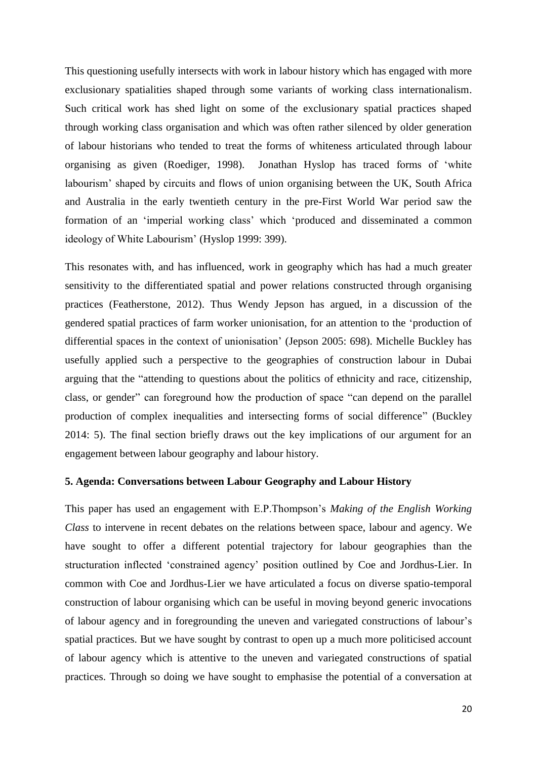This questioning usefully intersects with work in labour history which has engaged with more exclusionary spatialities shaped through some variants of working class internationalism. Such critical work has shed light on some of the exclusionary spatial practices shaped through working class organisation and which was often rather silenced by older generation of labour historians who tended to treat the forms of whiteness articulated through labour organising as given (Roediger, 1998). Jonathan Hyslop has traced forms of 'white labourism' shaped by circuits and flows of union organising between the UK, South Africa and Australia in the early twentieth century in the pre-First World War period saw the formation of an 'imperial working class' which 'produced and disseminated a common ideology of White Labourism' (Hyslop 1999: 399).

This resonates with, and has influenced, work in geography which has had a much greater sensitivity to the differentiated spatial and power relations constructed through organising practices (Featherstone, 2012). Thus Wendy Jepson has argued, in a discussion of the gendered spatial practices of farm worker unionisation, for an attention to the 'production of differential spaces in the context of unionisation' (Jepson 2005: 698). Michelle Buckley has usefully applied such a perspective to the geographies of construction labour in Dubai arguing that the "attending to questions about the politics of ethnicity and race, citizenship, class, or gender" can foreground how the production of space "can depend on the parallel production of complex inequalities and intersecting forms of social difference" (Buckley 2014: 5). The final section briefly draws out the key implications of our argument for an engagement between labour geography and labour history.

## 5. Agenda: Conversations between Labour Geography and Labour History

This paper has used an engagement with E.P.Thompson's *Making of the English Working Class* to intervene in recent debates on the relations between space, labour and agency. We have sought to offer a different potential trajectory for labour geographies than the structuration inflected 'constrained agency' position outlined by Coe and Jordhus-Lier. In common with Coe and Jordhus-Lier we have articulated a focus on diverse spatio-temporal construction of labour organising which can be useful in moving beyond generic invocations of labour agency and in foregrounding the uneven and variegated constructions of labour's spatial practices. But we have sought by contrast to open up a much more politicised account of labour agency which is attentive to the uneven and variegated constructions of spatial practices. Through so doing we have sought to emphasise the potential of a conversation at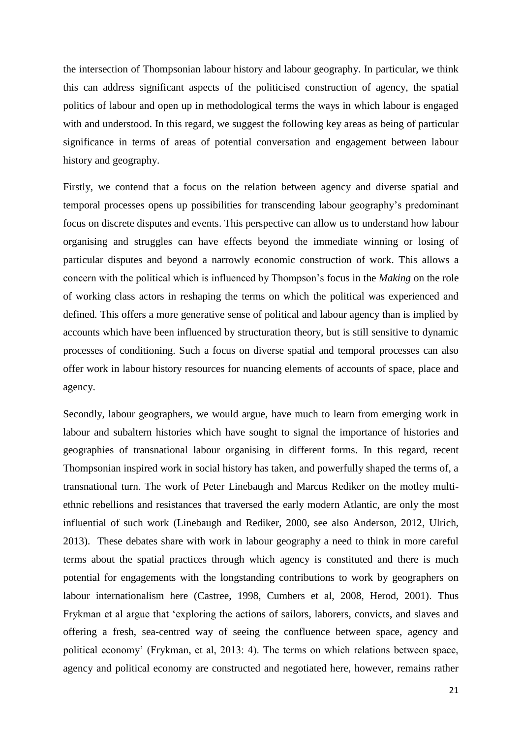the intersection of Thompsonian labour history and labour geography. In particular, we think this can address significant aspects of the politicised construction of agency, the spatial politics of labour and open up in methodological terms the ways in which labour is engaged with and understood. In this regard, we suggest the following key areas as being of particular significance in terms of areas of potential conversation and engagement between labour history and geography.

Firstly, we contend that a focus on the relation between agency and diverse spatial and temporal processes opens up possibilities for transcending labour geography's predominant focus on discrete disputes and events. This perspective can allow us to understand how labour organising and struggles can have effects beyond the immediate winning or losing of particular disputes and beyond a narrowly economic construction of work. This allows a concern with the political which is influenced by Thompson's focus in the *Making* on the role of working class actors in reshaping the terms on which the political was experienced and defined. This offers a more generative sense of political and labour agency than is implied by accounts which have been influenced by structuration theory, but is still sensitive to dynamic processes of conditioning. Such a focus on diverse spatial and temporal processes can also offer work in labour history resources for nuancing elements of accounts of space, place and agency.

Secondly, labour geographers, we would argue, have much to learn from emerging work in labour and subaltern histories which have sought to signal the importance of histories and geographies of transnational labour organising in different forms. In this regard, recent Thompsonian inspired work in social history has taken, and powerfully shaped the terms of, a transnational turn. The work of Peter Linebaugh and Marcus Rediker on the motley multi-ethnic rebellions and resistances that traversed the early modern Atlantic, are only the most influential of such work (Linebaugh and Rediker, 2000, see also Anderson, 2012, Ulrich, 2013). These debates share with work in labour geography a need to think in more careful terms about the spatial practices through which agency is constituted and there is much potential for engagements with the longstanding contributions to work by geographers on labour internationalism here (Castree, 1998, Cumbers et al, 2008, Herod, 2001). Thus Frykman et al argue that 'exploring the actions of sailors, laborers, convicts, and slaves and offering a fresh, sea-centred way of seeing the confluence between space, agency and political economy' (Frykman, et al, 2013: 4). The terms on which relations between space, agency and political economy are constructed and negotiated here, however, remains rather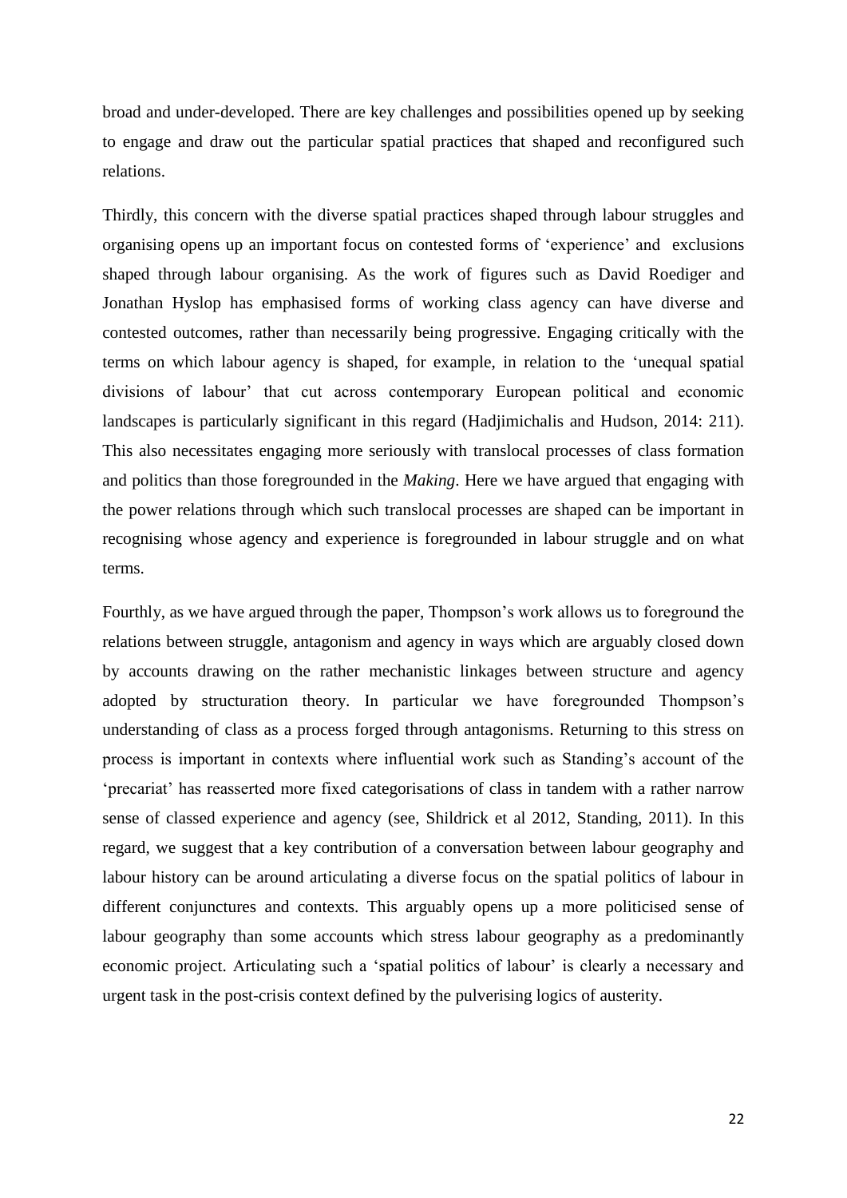broad and under-developed. There are key challenges and possibilities opened up by seeking to engage and draw out the particular spatial practices that shaped and reconfigured such relations.

Thirdly, this concern with the diverse spatial practices shaped through labour struggles and organising opens up an important focus on contested forms of 'experience' and exclusions shaped through labour organising. As the work of figures such as David Roediger and Jonathan Hyslop has emphasised forms of working class agency can have diverse and contested outcomes, rather than necessarily being progressive. Engaging critically with the terms on which labour agency is shaped, for example, in relation to the 'unequal spatial divisions of labour' that cut across contemporary European political and economic landscapes is particularly significant in this regard (Hadjimichalis and Hudson, 2014: 211). This also necessitates engaging more seriously with translocal processes of class formation and politics than those foregrounded in the *Making*. Here we have argued that engaging with the power relations through which such translocal processes are shaped can be important in recognising whose agency and experience is foregrounded in labour struggle and on what terms.

Fourthly, as we have argued through the paper, Thompson's work allows us to foreground the relations between struggle, antagonism and agency in ways which are arguably closed down by accounts drawing on the rather mechanistic linkages between structure and agency adopted by structuration theory. In particular we have foregrounded Thompson's understanding of class as a process forged through antagonisms. Returning to this stress on process is important in contexts where influential work such as Standing's account of the 'precariat' has reasserted more fixed categorisations of class in tandem with a rather narrow sense of classed experience and agency (see, Shildrick et al 2012, Standing, 2011). In this regard, we suggest that a key contribution of a conversation between labour geography and labour history can be around articulating a diverse focus on the spatial politics of labour in different conjunctures and contexts. This arguably opens up a more politicised sense of labour geography than some accounts which stress labour geography as a predominantly economic project. Articulating such a 'spatial politics of labour' is clearly a necessary and urgent task in the post-crisis context defined by the pulverising logics of austerity.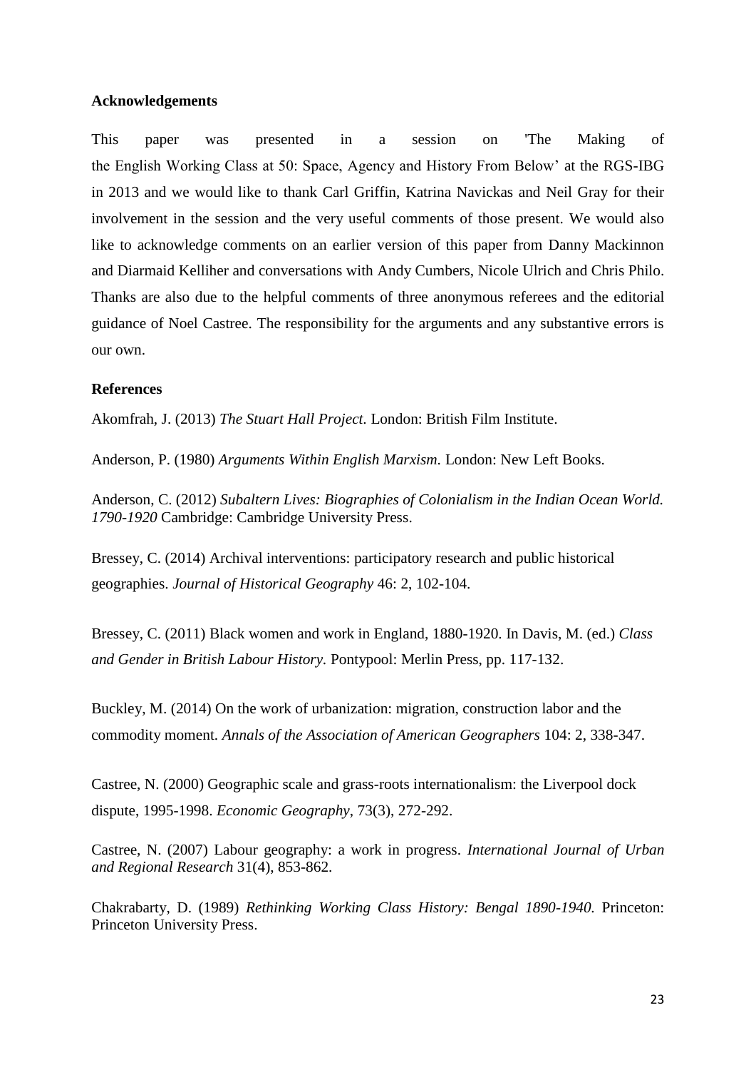**Acknowledgements**

This paper was presented in a session on 'The Making of the English Working Class at 50: Space, Agency and History From Below' at the RGS-IBG in 2013 and we would like to thank Carl Griffin, Katrina Navickas and Neil Gray for their involvement in the session and the very useful comments of those present. We would also like to acknowledge comments on an earlier version of this paper from Danny Mackinnon and Diarmaid Kelliher and conversations with Andy Cumbers, Nicole Ulrich and Chris Philo. Thanks are also due to the helpful comments of three anonymous referees and the editorial guidance of Noel Castree. The responsibility for the arguments and any substantive errors is our own.

**References**

Akomfrah, J. (2013) *The Stuart Hall Project.* London: British Film Institute.

Anderson, P. (1980) *Arguments Within English Marxism.* London: New Left Books.

Anderson, C. (2012) *Subaltern Lives: Biographies of Colonialism in the Indian Ocean World. 1790-1920* Cambridge: Cambridge University Press.

Bressey, C. (2014) Archival interventions: participatory research and public historical geographies. *Journal of Historical Geography* 46: 2, 102-104.

Bressey, C. (2011) Black women and work in England, 1880-1920. In Davis, M. (ed.) *Class and Gender in British Labour History.* Pontypool: Merlin Press, pp. 117-132.

Buckley, M. (2014) On the work of urbanization: migration, construction labor and the commodity moment. *Annals of the Association of American Geographers* 104: 2, 338-347.

Castree, N. (2000) Geographic scale and grass-roots internationalism: the Liverpool dock dispute, 1995-1998. *Economic Geography*, 73(3), 272-292.

Castree, N. (2007) Labour geography: a work in progress. *International Journal of Urban and Regional Research* 31(4), 853-862.

Chakrabarty, D. (1989) *Rethinking Working Class History: Bengal 1890-1940.* Princeton: Princeton University Press.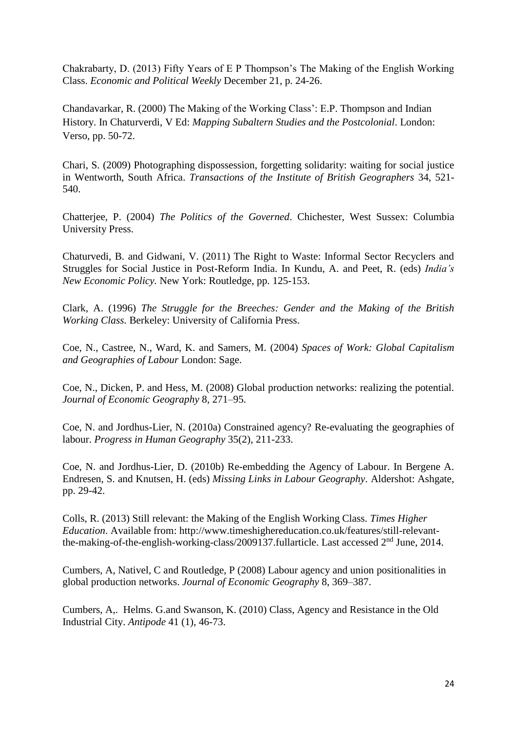Chakrabarty, D. (2013) Fifty Years of E P Thompson's The Making of the English Working Class. *Economic and Political Weekly* December 21, p. 24-26.

Chandavarkar, R. (2000) The Making of the Working Class': E.P. Thompson and Indian History. In Chaturverdi, V Ed: *Mapping Subaltern Studies and the Postcolonial*. London: Verso, pp. 50-72.

Chari, S. (2009) Photographing dispossession, forgetting solidarity: waiting for social justice in Wentworth, South Africa. *Transactions of the Institute of British Geographers* 34, 521-540.

Chatterjee, P. (2004) *The Politics of the Governed*. Chichester, West Sussex: Columbia University Press.

Chaturvedi, B. and Gidwani, V. (2011) The Right to Waste: Informal Sector Recyclers and Struggles for Social Justice in Post-Reform India. In Kundu, A. and Peet, R. (eds) *India's New Economic Policy.* New York: Routledge, pp. 125-153.

Clark, A. (1996) *The Struggle for the Breeches: Gender and the Making of the British Working Class.* Berkeley: University of California Press.

Coe, N., Castree, N., Ward, K. and Samers, M. (2004) *Spaces of Work: Global Capitalism and Geographies of Labour* London: Sage.

Coe, N., Dicken, P. and Hess, M. (2008) Global production networks: realizing the potential. *Journal of Economic Geography* 8, 271–95.

Coe, N. and Jordhus-Lier, N. (2010a) Constrained agency? Re-evaluating the geographies of labour. *Progress in Human Geography* 35(2), 211-233.

Coe, N. and Jordhus-Lier, D. (2010b) Re-embedding the Agency of Labour. In Bergene A. Endresen, S. and Knutsen, H. (eds) *Missing Links in Labour Geography*. Aldershot: Ashgate, pp. 29-42.

Colls, R. (2013) Still relevant: the Making of the English Working Class. *Times Higher Education*. Available from: http://www.timeshighereducation.co.uk/features/still-relevant-the-making-of-the-english-working-class/2009137.fullarticle. Last accessed 2nd June, 2014.

Cumbers, A, Nativel, C and Routledge, P (2008) Labour agency and union positionalities in global production networks. *Journal of Economic Geography* 8, 369–387.

Cumbers, A,. Helms. G.and Swanson, K. (2010) Class, Agency and Resistance in the Old Industrial City. *Antipode* 41 (1), 46-73.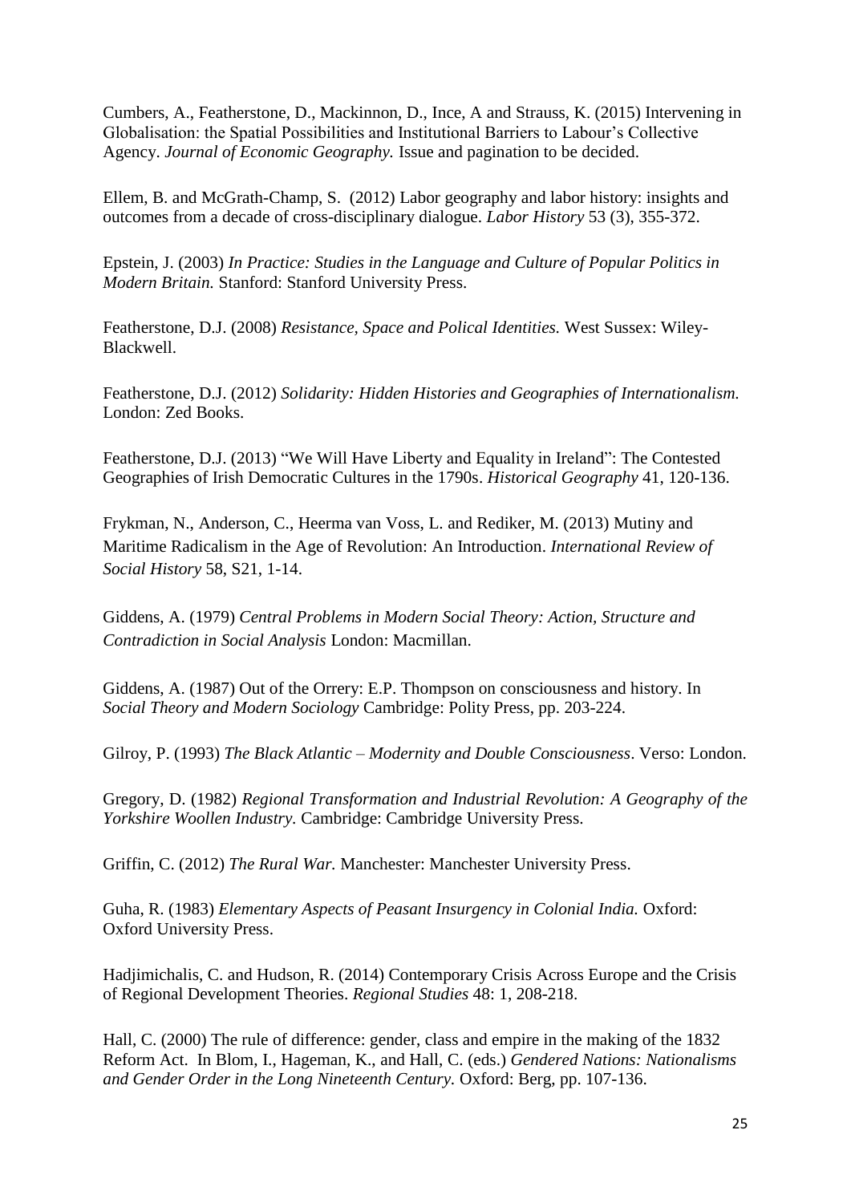Cumbers, A., Featherstone, D., Mackinnon, D., Ince, A and Strauss, K. (2015) Intervening in Globalisation: the Spatial Possibilities and Institutional Barriers to Labour's Collective Agency. *Journal of Economic Geography.* Issue and pagination to be decided.

Ellem, B. and McGrath-Champ, S. (2012) Labor geography and labor history: insights and outcomes from a decade of cross-disciplinary dialogue. *Labor History* 53 (3), 355-372.

Epstein, J. (2003) *In Practice: Studies in the Language and Culture of Popular Politics in Modern Britain.* Stanford: Stanford University Press.

Featherstone, D.J. (2008) *Resistance, Space and Polical Identities.* West Sussex: Wiley-Blackwell.

Featherstone, D.J. (2012) *Solidarity: Hidden Histories and Geographies of Internationalism.* London: Zed Books.

Featherstone, D.J. (2013) "We Will Have Liberty and Equality in Ireland": The Contested Geographies of Irish Democratic Cultures in the 1790s. *Historical Geography* 41, 120-136.

Frykman, N., Anderson, C., Heerma van Voss, L. and Rediker, M. (2013) Mutiny and Maritime Radicalism in the Age of Revolution: An Introduction. *International Review of Social History* 58, S21, 1-14.

Giddens, A. (1979) *Central Problems in Modern Social Theory: Action, Structure and Contradiction in Social Analysis* London: Macmillan.

Giddens, A. (1987) Out of the Orrery: E.P. Thompson on consciousness and history. In *Social Theory and Modern Sociology* Cambridge: Polity Press, pp. 203-224.

Gilroy, P. (1993) *The Black Atlantic – Modernity and Double Consciousness*. Verso: London.

Gregory, D. (1982) *Regional Transformation and Industrial Revolution: A Geography of the Yorkshire Woollen Industry.* Cambridge: Cambridge University Press.

Griffin, C. (2012) *The Rural War.* Manchester: Manchester University Press.

Guha, R. (1983) *Elementary Aspects of Peasant Insurgency in Colonial India.* Oxford: Oxford University Press.

Hadjimichalis, C. and Hudson, R. (2014) Contemporary Crisis Across Europe and the Crisis of Regional Development Theories. *Regional Studies* 48: 1, 208-218.

Hall, C. (2000) The rule of difference: gender, class and empire in the making of the 1832 Reform Act. In Blom, I., Hageman, K., and Hall, C. (eds.) *Gendered Nations: Nationalisms and Gender Order in the Long Nineteenth Century.* Oxford: Berg, pp. 107-136.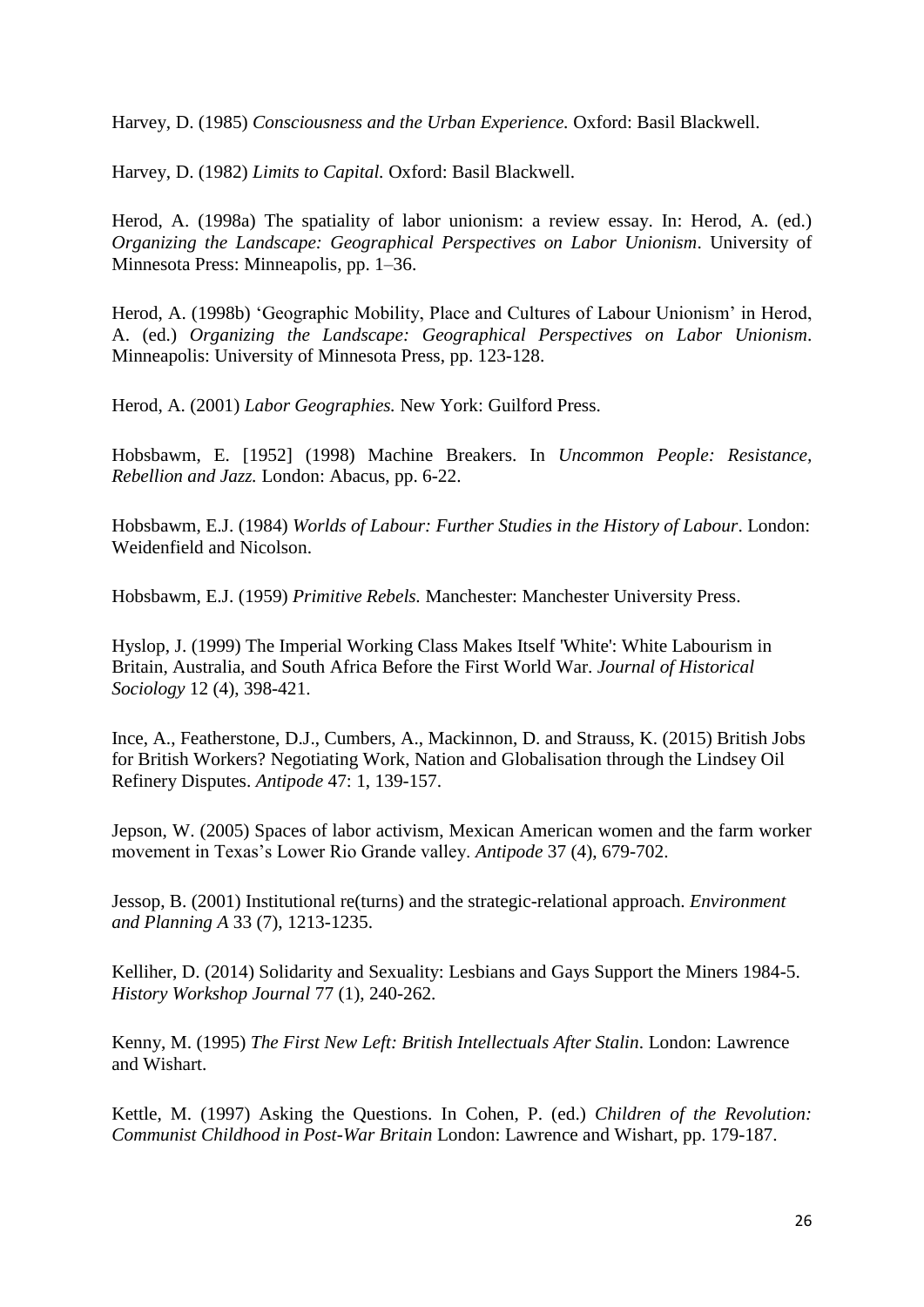Harvey, D. (1985) *Consciousness and the Urban Experience.* Oxford: Basil Blackwell.

Harvey, D. (1982) *Limits to Capital.* Oxford: Basil Blackwell.

Herod, A. (1998a) The spatiality of labor unionism: a review essay. In: Herod, A. (ed.) *Organizing the Landscape: Geographical Perspectives on Labor Unionism*. University of Minnesota Press: Minneapolis, pp. 1–36.

Herod, A. (1998b) 'Geographic Mobility, Place and Cultures of Labour Unionism' in Herod, A. (ed.) *Organizing the Landscape: Geographical Perspectives on Labor Unionism*. Minneapolis: University of Minnesota Press, pp. 123-128.

Herod, A. (2001) *Labor Geographies.* New York: Guilford Press.

Hobsbawm, E. [1952] (1998) Machine Breakers. In *Uncommon People: Resistance, Rebellion and Jazz.* London: Abacus, pp. 6-22.

Hobsbawm, E.J. (1984) *Worlds of Labour: Further Studies in the History of Labour*. London: Weidenfield and Nicolson.

Hobsbawm, E.J. (1959) *Primitive Rebels.* Manchester: Manchester University Press.

Hyslop, J. (1999) The Imperial Working Class Makes Itself 'White': White Labourism in Britain, Australia, and South Africa Before the First World War. *Journal of Historical Sociology* 12 (4), 398-421.

Ince, A., Featherstone, D.J., Cumbers, A., Mackinnon, D. and Strauss, K. (2015) British Jobs for British Workers? Negotiating Work, Nation and Globalisation through the Lindsey Oil Refinery Disputes. *Antipode* 47: 1, 139-157.

Jepson, W. (2005) Spaces of labor activism, Mexican American women and the farm worker movement in Texas's Lower Rio Grande valley. *Antipode* 37 (4), 679-702.

Jessop, B. (2001) Institutional re(turns) and the strategic-relational approach. *Environment and Planning A* 33 (7), 1213-1235.

Kelliher, D. (2014) Solidarity and Sexuality: Lesbians and Gays Support the Miners 1984-5. *History Workshop Journal* 77 (1), 240-262.

Kenny, M. (1995) *The First New Left: British Intellectuals After Stalin*. London: Lawrence and Wishart.

Kettle, M. (1997) Asking the Questions. In Cohen, P. (ed.) *Children of the Revolution: Communist Childhood in Post-War Britain* London: Lawrence and Wishart, pp. 179-187.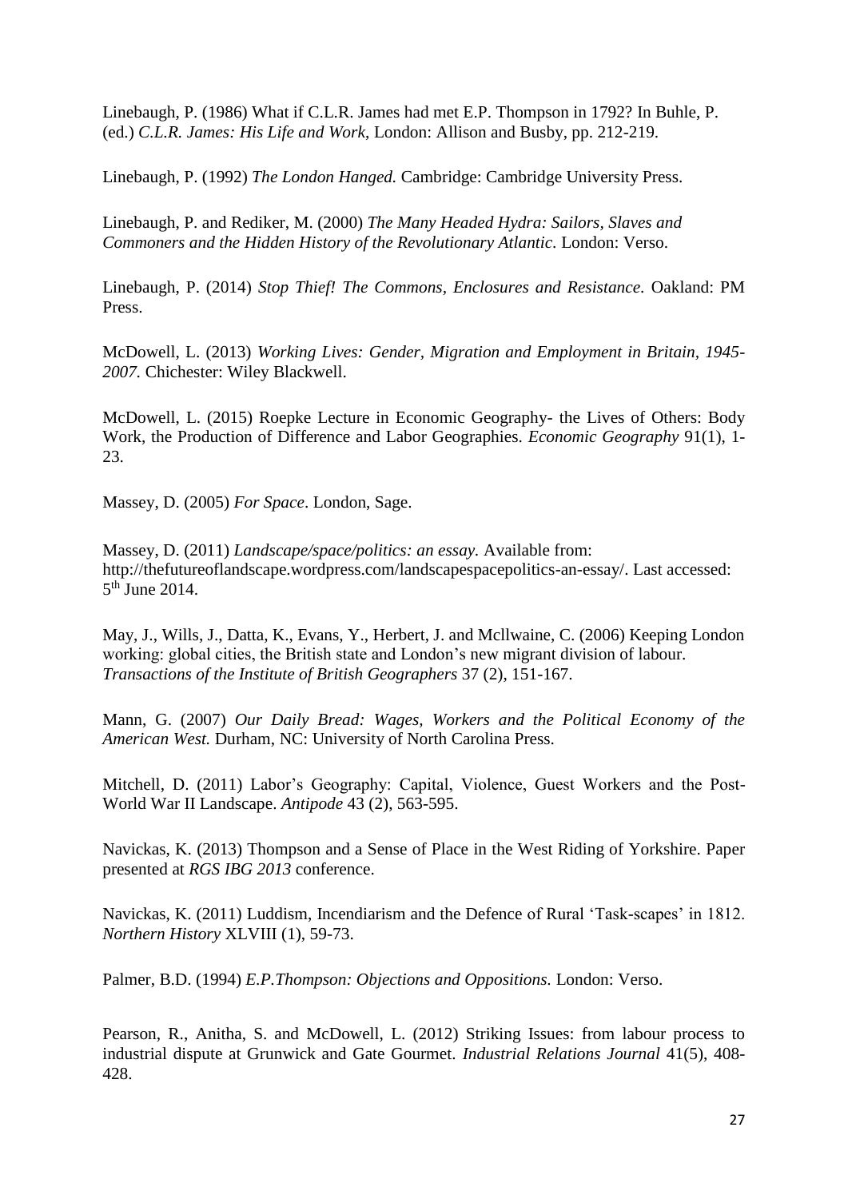Linebaugh, P. (1986) What if C.L.R. James had met E.P. Thompson in 1792? In Buhle, P. (ed.) *C.L.R. James: His Life and Work*, London: Allison and Busby, pp. 212-219.

Linebaugh, P. (1992) *The London Hanged.* Cambridge: Cambridge University Press.

Linebaugh, P. and Rediker, M. (2000) *The Many Headed Hydra: Sailors, Slaves and Commoners and the Hidden History of the Revolutionary Atlantic.* London: Verso.

Linebaugh, P. (2014) *Stop Thief! The Commons, Enclosures and Resistance.* Oakland: PM Press.

McDowell, L. (2013) *Working Lives: Gender, Migration and Employment in Britain, 1945-2007.* Chichester: Wiley Blackwell.

McDowell, L. (2015) Roepke Lecture in Economic Geography- the Lives of Others: Body Work, the Production of Difference and Labor Geographies. *Economic Geography* 91(1), 1-23.

Massey, D. (2005) *For Space*. London, Sage.

Massey, D. (2011) *Landscape/space/politics: an essay.* Available from: http://thefutureoflandscape.wordpress.com/landscapespacepolitics-an-essay/. Last accessed: 5th June 2014.

May, J., Wills, J., Datta, K., Evans, Y., Herbert, J. and Mcllwaine, C. (2006) Keeping London working: global cities, the British state and London's new migrant division of labour. *Transactions of the Institute of British Geographers* 37 (2), 151-167.

Mann, G. (2007) *Our Daily Bread: Wages, Workers and the Political Economy of the American West.* Durham, NC: University of North Carolina Press.

Mitchell, D. (2011) Labor's Geography: Capital, Violence, Guest Workers and the Post-World War II Landscape. *Antipode* 43 (2), 563-595.

Navickas, K. (2013) Thompson and a Sense of Place in the West Riding of Yorkshire. Paper presented at *RGS IBG 2013* conference.

Navickas, K. (2011) Luddism, Incendiarism and the Defence of Rural 'Task-scapes' in 1812. *Northern History* XLVIII (1), 59-73.

Palmer, B.D. (1994) *E.P.Thompson: Objections and Oppositions.* London: Verso.

Pearson, R., Anitha, S. and McDowell, L. (2012) Striking Issues: from labour process to industrial dispute at Grunwick and Gate Gourmet. *Industrial Relations Journal* 41(5), 408-428.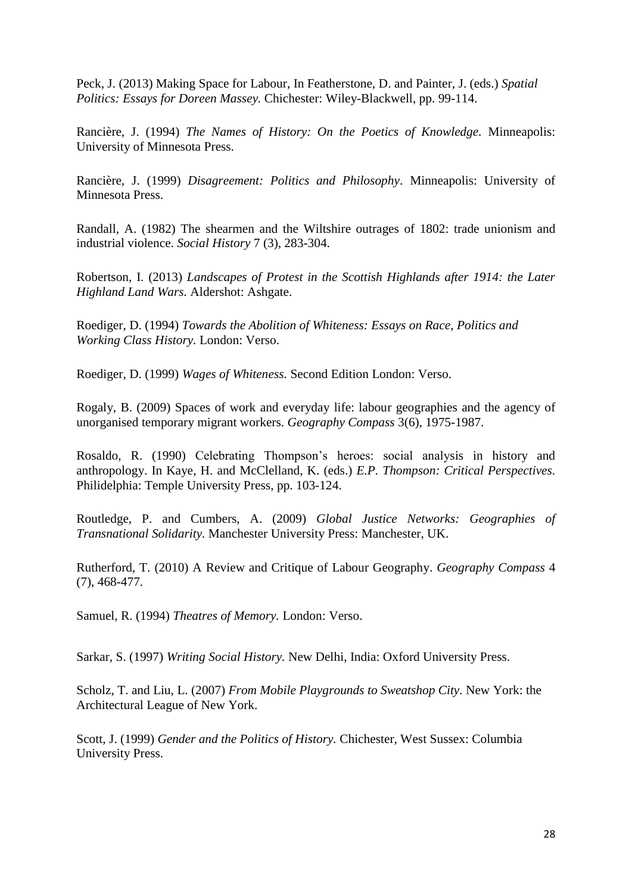Peck, J. (2013) Making Space for Labour, In Featherstone, D. and Painter, J. (eds.) *Spatial Politics: Essays for Doreen Massey.* Chichester: Wiley-Blackwell, pp. 99-114.

Rancière, J. (1994) *The Names of History: On the Poetics of Knowledge*. Minneapolis: University of Minnesota Press.

Rancière, J. (1999) *Disagreement: Politics and Philosophy*. Minneapolis: University of Minnesota Press.

Randall, A. (1982) The shearmen and the Wiltshire outrages of 1802: trade unionism and industrial violence. *Social History* 7 (3), 283-304.

Robertson, I. (2013) *Landscapes of Protest in the Scottish Highlands after 1914: the Later Highland Land Wars.* Aldershot: Ashgate.

Roediger, D. (1994) *Towards the Abolition of Whiteness: Essays on Race, Politics and Working Class History.* London: Verso.

Roediger, D. (1999) *Wages of Whiteness.* Second Edition London: Verso.

Rogaly, B. (2009) Spaces of work and everyday life: labour geographies and the agency of unorganised temporary migrant workers. *Geography Compass* 3(6), 1975-1987.

Rosaldo, R. (1990) Celebrating Thompson's heroes: social analysis in history and anthropology. In Kaye, H. and McClelland, K. (eds.) *E.P. Thompson: Critical Perspectives.* Philidelphia: Temple University Press, pp. 103-124.

Routledge, P. and Cumbers, A. (2009) *Global Justice Networks: Geographies of Transnational Solidarity.* Manchester University Press: Manchester, UK.

Rutherford, T. (2010) A Review and Critique of Labour Geography. *Geography Compass* 4 (7), 468-477.

Samuel, R. (1994) *Theatres of Memory.* London: Verso.

Sarkar, S. (1997) *Writing Social History.* New Delhi, India: Oxford University Press.

Scholz, T. and Liu, L. (2007) *From Mobile Playgrounds to Sweatshop City*. New York: the Architectural League of New York.

Scott, J. (1999) *Gender and the Politics of History.* Chichester, West Sussex: Columbia University Press.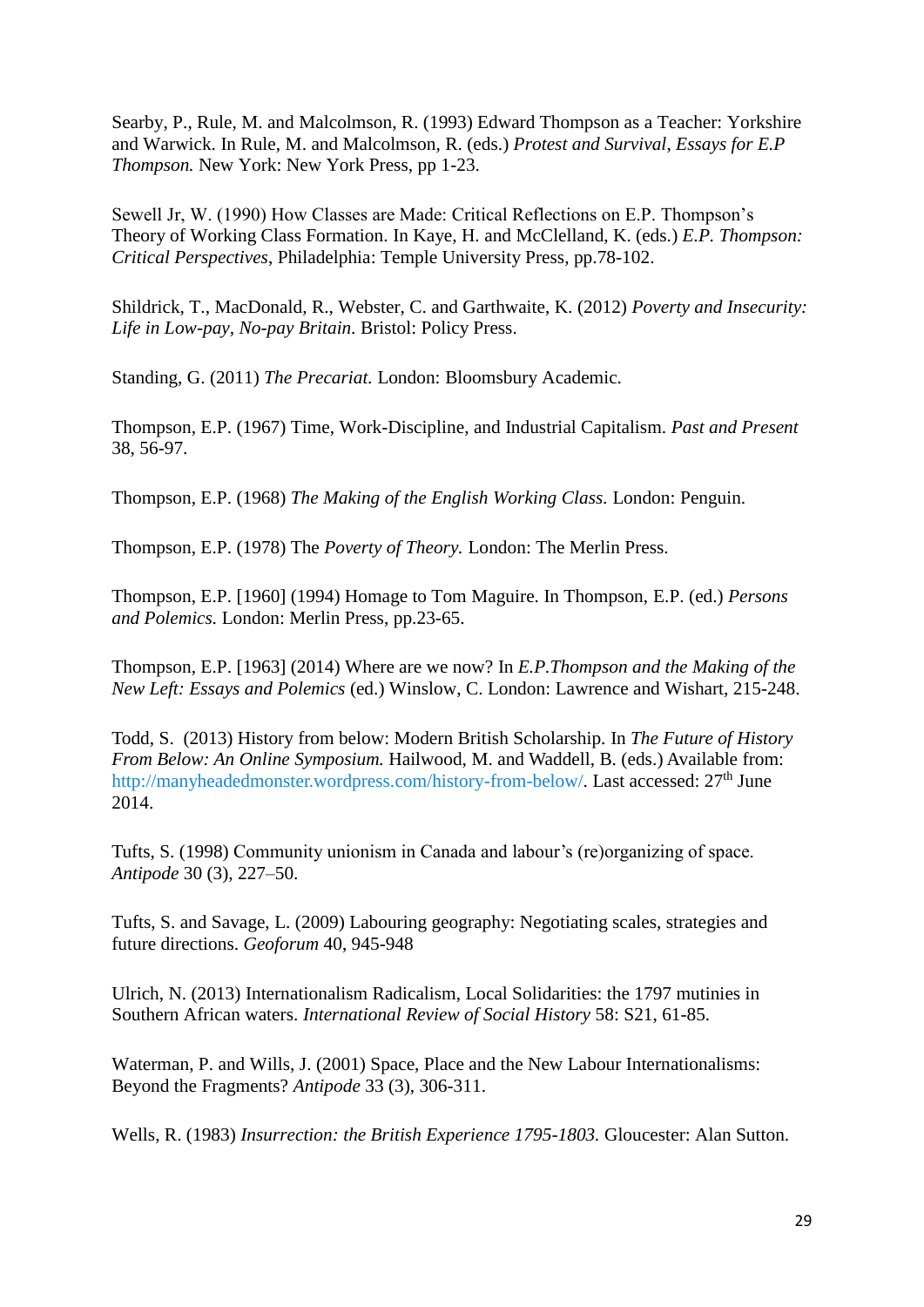Searby, P., Rule, M. and Malcolmson, R. (1993) Edward Thompson as a Teacher: Yorkshire and Warwick. In Rule, M. and Malcolmson, R. (eds.) *Protest and Survival*, *Essays for E.P Thompson.* New York: New York Press, pp 1-23.

Sewell Jr, W. (1990) How Classes are Made: Critical Reflections on E.P. Thompson's Theory of Working Class Formation. In Kaye, H. and McClelland, K. (eds.) *E.P. Thompson: Critical Perspectives*, Philadelphia: Temple University Press, pp.78-102.

Shildrick, T., MacDonald, R., Webster, C. and Garthwaite, K. (2012) *Poverty and Insecurity: Life in Low-pay, No-pay Britain.* Bristol: Policy Press.

Standing, G. (2011) *The Precariat.* London: Bloomsbury Academic.

Thompson, E.P. (1967) Time, Work-Discipline, and Industrial Capitalism. *Past and Present* 38, 56-97.

Thompson, E.P. (1968) *The Making of the English Working Class.* London: Penguin.

Thompson, E.P. (1978) The *Poverty of Theory.* London: The Merlin Press.

Thompson, E.P. [1960] (1994) Homage to Tom Maguire. In Thompson, E.P. (ed.) *Persons and Polemics.* London: Merlin Press, pp.23-65.

Thompson, E.P. [1963] (2014) Where are we now? In *E.P.Thompson and the Making of the New Left: Essays and Polemics* (ed.) Winslow, C. London: Lawrence and Wishart, 215-248.

Todd, S. (2013) History from below: Modern British Scholarship. In *The Future of History From Below: An Online Symposium.* Hailwood, M. and Waddell, B. (eds.) Available from: http://manyheadedmonster.wordpress.com/history-from-below/. Last accessed: 27th June 2014.

Tufts, S. (1998) Community unionism in Canada and labour's (re)organizing of space. *Antipode* 30 (3), 227–50.

Tufts, S. and Savage, L. (2009) Labouring geography: Negotiating scales, strategies and future directions. *Geoforum* 40, 945-948

Ulrich, N. (2013) Internationalism Radicalism, Local Solidarities: the 1797 mutinies in Southern African waters. *International Review of Social History* 58: S21, 61-85.

Waterman, P. and Wills, J. (2001) Space, Place and the New Labour Internationalisms: Beyond the Fragments? *Antipode* 33 (3), 306-311.

Wells, R. (1983) *Insurrection: the British Experience 1795-1803.* Gloucester: Alan Sutton.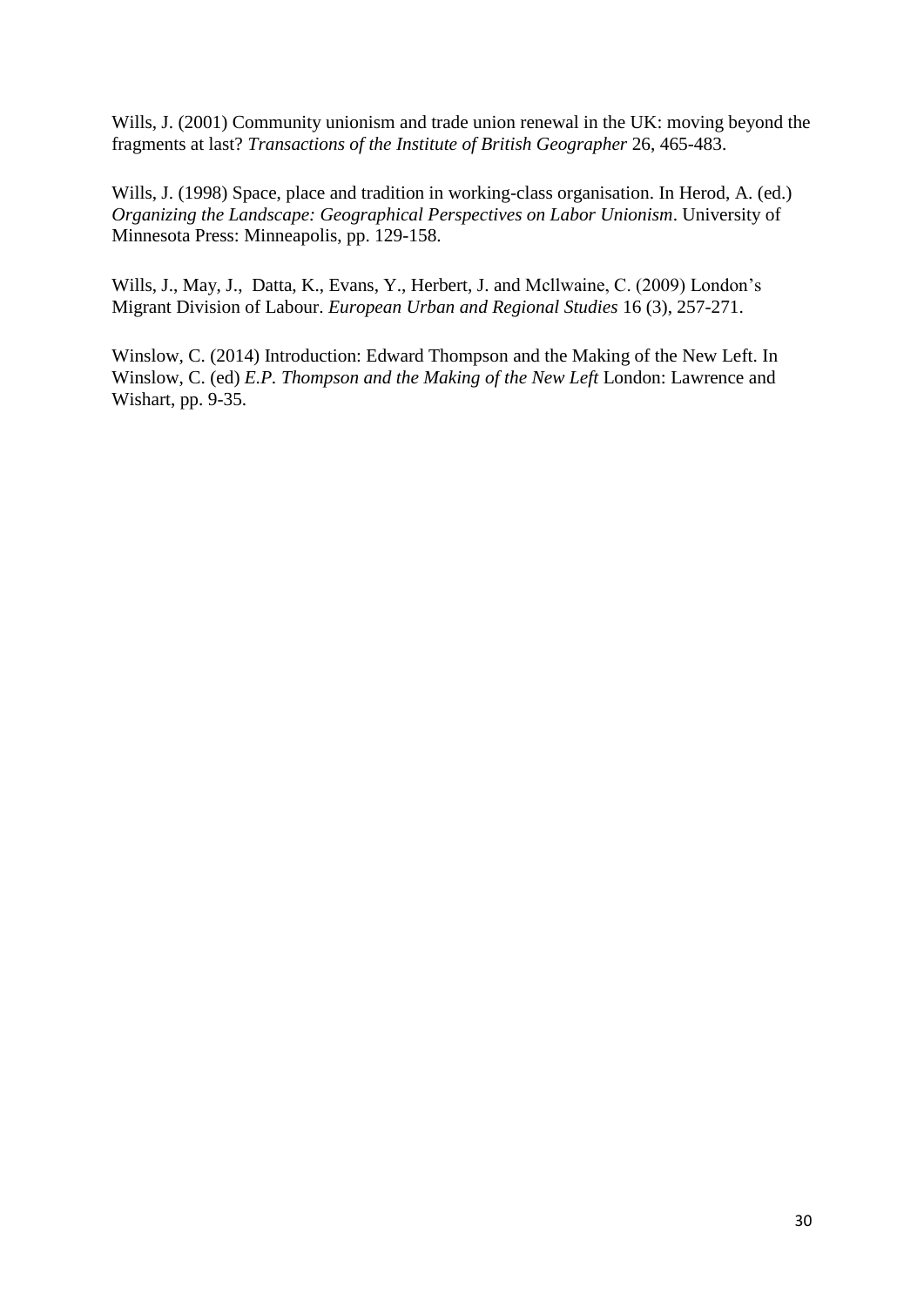Wills, J. (2001) Community unionism and trade union renewal in the UK: moving beyond the fragments at last? *Transactions of the Institute of British Geographer* 26, 465-483.

Wills, J. (1998) Space, place and tradition in working-class organisation. In Herod, A. (ed.) *Organizing the Landscape: Geographical Perspectives on Labor Unionism*. University of Minnesota Press: Minneapolis, pp. 129-158.

Wills, J., May, J., Datta, K., Evans, Y., Herbert, J. and Mcllwaine, C. (2009) London's Migrant Division of Labour. *European Urban and Regional Studies* 16 (3), 257-271.

Winslow, C. (2014) Introduction: Edward Thompson and the Making of the New Left. In Winslow, C. (ed) *E.P. Thompson and the Making of the New Left* London: Lawrence and Wishart, pp. 9-35.